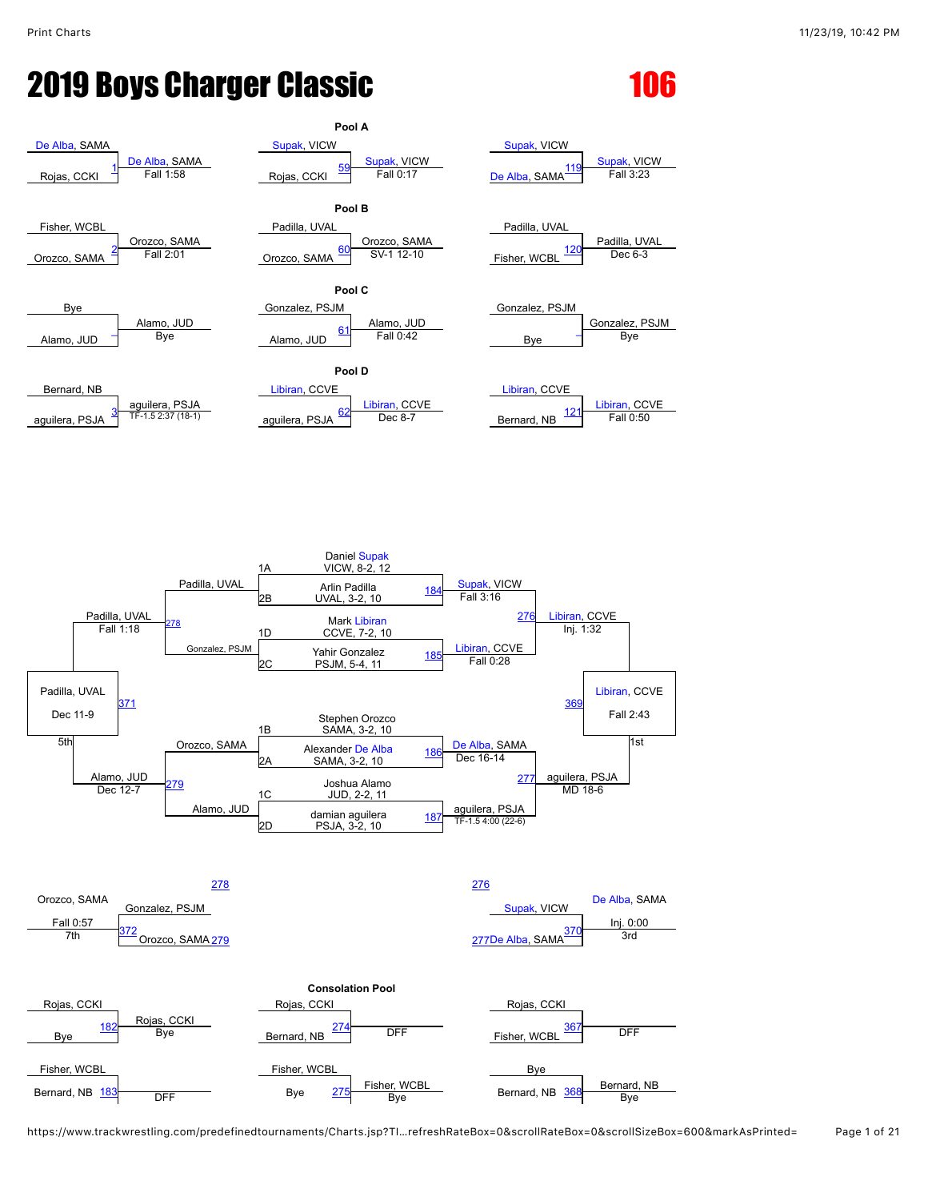# 2019 Boys Charger Classic

## 106

### Pool A

| Wrestlers | Bout | Result |
| --- | --- | --- |
| De Alba, SAMA vs Rojas, CCKI | 1 | De Alba, SAMA — Fall 1:58 |
| Supak, VICW vs Rojas, CCKI | 59 | Supak, VICW — Fall 0:17 |
| Supak, VICW vs De Alba, SAMA | 119 | Supak, VICW — Fall 3:23 |

### Pool B

| Wrestlers | Bout | Result |
| --- | --- | --- |
| Fisher, WCBL vs Orozco, SAMA | 2 | Orozco, SAMA — Fall 2:01 |
| Padilla, UVAL vs Orozco, SAMA | 60 | Orozco, SAMA — SV-1 12-10 |
| Padilla, UVAL vs Fisher, WCBL | 120 | Padilla, UVAL — Dec 6-3 |

### Pool C

| Wrestlers | Bout | Result |
| --- | --- | --- |
| Bye vs Alamo, JUD | | Alamo, JUD — Bye |
| Gonzalez, PSJM vs Alamo, JUD | 61 | Alamo, JUD — Fall 0:42 |
| Gonzalez, PSJM vs Bye | | Gonzalez, PSJM — Bye |

### Pool D

| Wrestlers | Bout | Result |
| --- | --- | --- |
| Bernard, NB vs aguilera, PSJA | 3 | aguilera, PSJA — TF-1.5 2:37 (18-1) |
| Libiran, CCVE vs aguilera, PSJA | 62 | Libiran, CCVE — Dec 8-7 |
| Libiran, CCVE vs Bernard, NB | 121 | Libiran, CCVE — Fall 0:50 |

### Championship Bracket

Seeds:
- 1A: Daniel Supak, VICW, 8-2, 12
- 2B: Arlin Padilla, UVAL, 3-2, 10
- 1D: Mark Libiran, CCVE, 7-2, 10
- 2C: Yahir Gonzalez, PSJM, 5-4, 11
- 1B: Stephen Orozco, SAMA, 3-2, 10
- 2A: Alexander De Alba, SAMA, 3-2, 10
- 1C: Joshua Alamo, JUD, 2-2, 11
- 2D: damian aguilera, PSJA, 3-2, 10

| Bout | Wrestlers | Result |
| --- | --- | --- |
| 184 | Supak, VICW vs Padilla, UVAL | Supak, VICW — Fall 3:16 |
| 185 | Libiran, CCVE vs Gonzalez, PSJM | Libiran, CCVE — Fall 0:28 |
| 186 | Orozco, SAMA vs De Alba, SAMA | De Alba, SAMA — Dec 16-14 |
| 187 | Alamo, JUD vs aguilera, PSJA | aguilera, PSJA — TF-1.5 4:00 (22-6) |
| 276 | Supak, VICW vs Libiran, CCVE | Libiran, CCVE — Inj. 1:32 |
| 277 | De Alba, SAMA vs aguilera, PSJA | aguilera, PSJA — MD 18-6 |
| 369 | Libiran, CCVE vs aguilera, PSJA | Libiran, CCVE — Fall 2:43 (1st) |
| 278 | Padilla, UVAL vs Gonzalez, PSJM | Padilla, UVAL — Fall 1:18 |
| 279 | Orozco, SAMA vs Alamo, JUD | Alamo, JUD — Dec 12-7 |
| 371 | Padilla, UVAL vs Alamo, JUD | Padilla, UVAL — Dec 11-9 (5th) |
| 372 | Gonzalez, PSJM (278) vs Orozco, SAMA (279) | Orozco, SAMA — Fall 0:57 (7th) |
| 370 | Supak, VICW (276) vs De Alba, SAMA (277) | De Alba, SAMA — Inj. 0:00 (3rd) |

### Consolation Pool

| Bout | Wrestlers | Result |
| --- | --- | --- |
| 182 | Rojas, CCKI vs Bye | Rojas, CCKI — Bye |
| 183 | Fisher, WCBL vs Bernard, NB | DFF |
| 274 | Rojas, CCKI vs Bernard, NB | DFF |
| 275 | Fisher, WCBL vs Bye | Fisher, WCBL — Bye |
| 367 | Rojas, CCKI vs Fisher, WCBL | DFF |
| 368 | Bye vs Bernard, NB | Bernard, NB — Bye |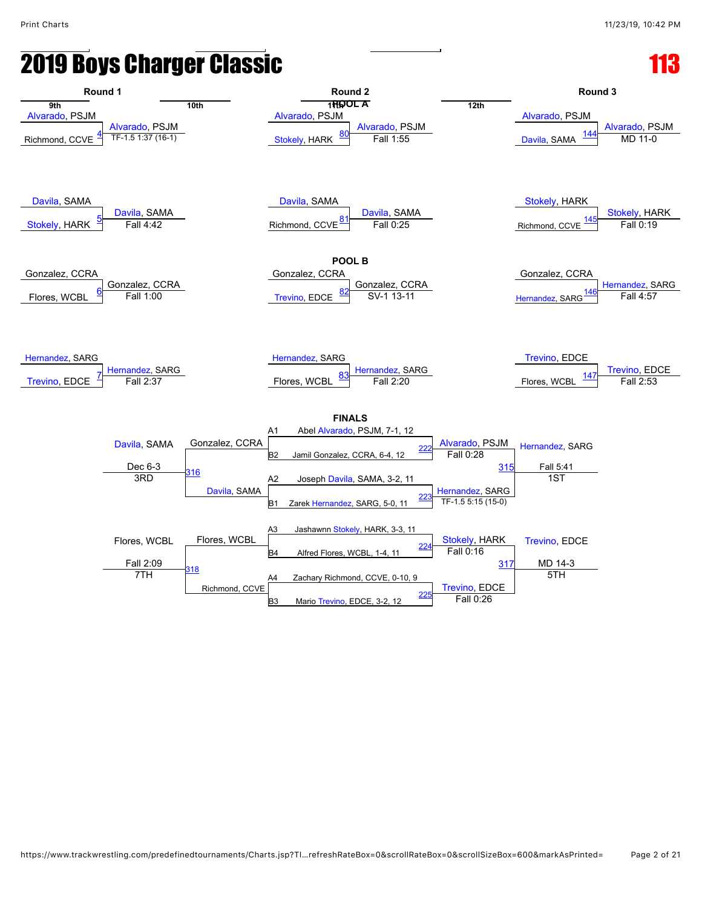# 2019 Boys Charger Classic

## 113

### POOL A

**Round 1**

| Match | Wrestler 1 | Wrestler 2 | Winner | Result |
|---|---|---|---|---|
| 4 | Alvarado, PSJM | Richmond, CCVE | Alvarado, PSJM | TF-1.5 1:37 (16-1) |
| 5 | Davila, SAMA | Stokely, HARK | Davila, SAMA | Fall 4:42 |

**Round 2**

| Match | Wrestler 1 | Wrestler 2 | Winner | Result |
|---|---|---|---|---|
| 80 | Alvarado, PSJM | Stokely, HARK | Alvarado, PSJM | Fall 1:55 |
| 81 | Davila, SAMA | Richmond, CCVE | Davila, SAMA | Fall 0:25 |

**Round 3**

| Match | Wrestler 1 | Wrestler 2 | Winner | Result |
|---|---|---|---|---|
| 144 | Alvarado, PSJM | Davila, SAMA | Alvarado, PSJM | MD 11-0 |
| 145 | Stokely, HARK | Richmond, CCVE | Stokely, HARK | Fall 0:19 |

### POOL B

**Round 1**

| Match | Wrestler 1 | Wrestler 2 | Winner | Result |
|---|---|---|---|---|
| 6 | Gonzalez, CCRA | Flores, WCBL | Gonzalez, CCRA | Fall 1:00 |
| 7 | Hernandez, SARG | Trevino, EDCE | Hernandez, SARG | Fall 2:37 |

**Round 2**

| Match | Wrestler 1 | Wrestler 2 | Winner | Result |
|---|---|---|---|---|
| 82 | Gonzalez, CCRA | Trevino, EDCE | Gonzalez, CCRA | SV-1 13-11 |
| 83 | Hernandez, SARG | Flores, WCBL | Hernandez, SARG | Fall 2:20 |

**Round 3**

| Match | Wrestler 1 | Wrestler 2 | Winner | Result |
|---|---|---|---|---|
| 146 | Gonzalez, CCRA | Hernandez, SARG | Hernandez, SARG | Fall 4:57 |
| 147 | Trevino, EDCE | Flores, WCBL | Trevino, EDCE | Fall 2:53 |

### FINALS

**Seeds**

- A1 Abel Alvarado, PSJM, 7-1, 12
- B2 Jamil Gonzalez, CCRA, 6-4, 12
- A2 Joseph Davila, SAMA, 3-2, 11
- B1 Zarek Hernandez, SARG, 5-0, 11
- A3 Jashawnn Stokely, HARK, 3-3, 11
- B4 Alfred Flores, WCBL, 1-4, 11
- A4 Zachary Richmond, CCVE, 0-10, 9
- B3 Mario Trevino, EDCE, 3-2, 12

| Match | Wrestler 1 | Wrestler 2 | Winner | Result |
|---|---|---|---|---|
| 222 | Alvarado, PSJM | Gonzalez, CCRA | Alvarado, PSJM | Fall 0:28 |
| 223 | Davila, SAMA | Hernandez, SARG | Hernandez, SARG | TF-1.5 5:15 (15-0) |
| 224 | Stokely, HARK | Flores, WCBL | Stokely, HARK | Fall 0:16 |
| 225 | Richmond, CCVE | Trevino, EDCE | Trevino, EDCE | Fall 0:26 |
| 315 (1ST) | Alvarado, PSJM | Hernandez, SARG | Hernandez, SARG | Fall 5:41 |
| 316 (3RD) | Gonzalez, CCRA | Davila, SAMA | Davila, SAMA | Dec 6-3 |
| 317 (5TH) | Stokely, HARK | Trevino, EDCE | Trevino, EDCE | MD 14-3 |
| 318 (7TH) | Flores, WCBL | Richmond, CCVE | Flores, WCBL | Fall 2:09 |

**Placements**

- 1ST: Hernandez, SARG
- 3RD: Davila, SAMA
- 5TH: Trevino, EDCE
- 7TH: Flores, WCBL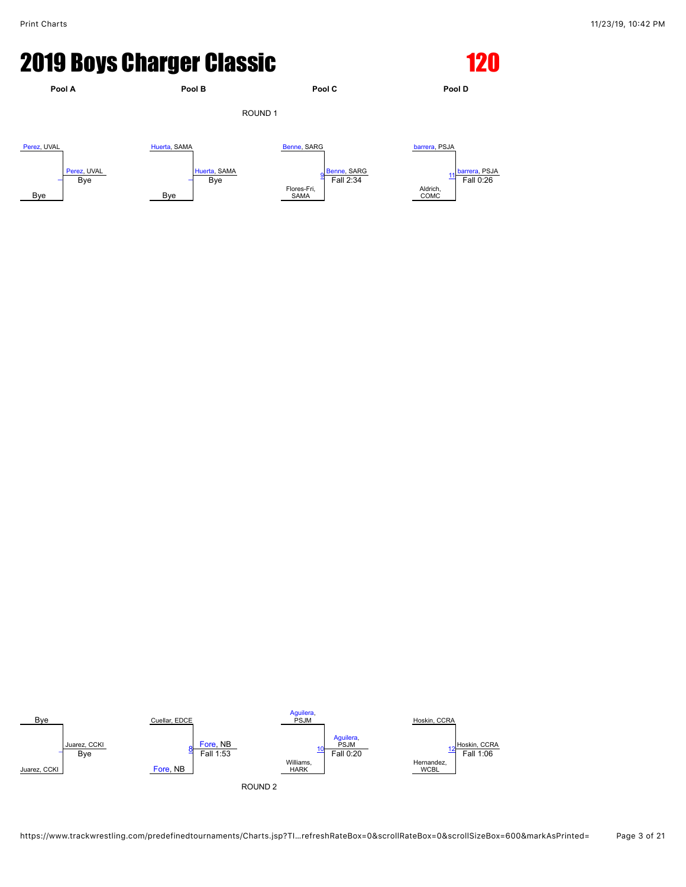# 2019 Boys Charger Classic

## 120

| Pool A | Pool B | Pool C | Pool D |
| --- | --- | --- | --- |

### ROUND 1

| Pool | Wrestler 1 | Wrestler 2 | Bout | Winner | Result |
| --- | --- | --- | --- | --- | --- |
| Pool A | Perez, UVAL | Bye | – | Perez, UVAL | Bye |
| Pool B | Huerta, SAMA | Bye | – | Huerta, SAMA | Bye |
| Pool C | Benne, SARG | Flores-Fri, SAMA | 9 | Benne, SARG | Fall 2:34 |
| Pool D | barrera, PSJA | Aldrich, COMC | 11 | barrera, PSJA | Fall 0:26 |

### ROUND 2

| Pool | Wrestler 1 | Wrestler 2 | Bout | Winner | Result |
| --- | --- | --- | --- | --- | --- |
| Pool A | Bye | Juarez, CCKI | – | Juarez, CCKI | Bye |
| Pool B | Cuellar, EDCE | Fore, NB | 8 | Fore, NB | Fall 1:53 |
| Pool C | Aguilera, PSJM | Williams, HARK | 10 | Aguilera, PSJM | Fall 0:20 |
| Pool D | Hoskin, CCRA | Hernandez, WCBL | 12 | Hoskin, CCRA | Fall 1:06 |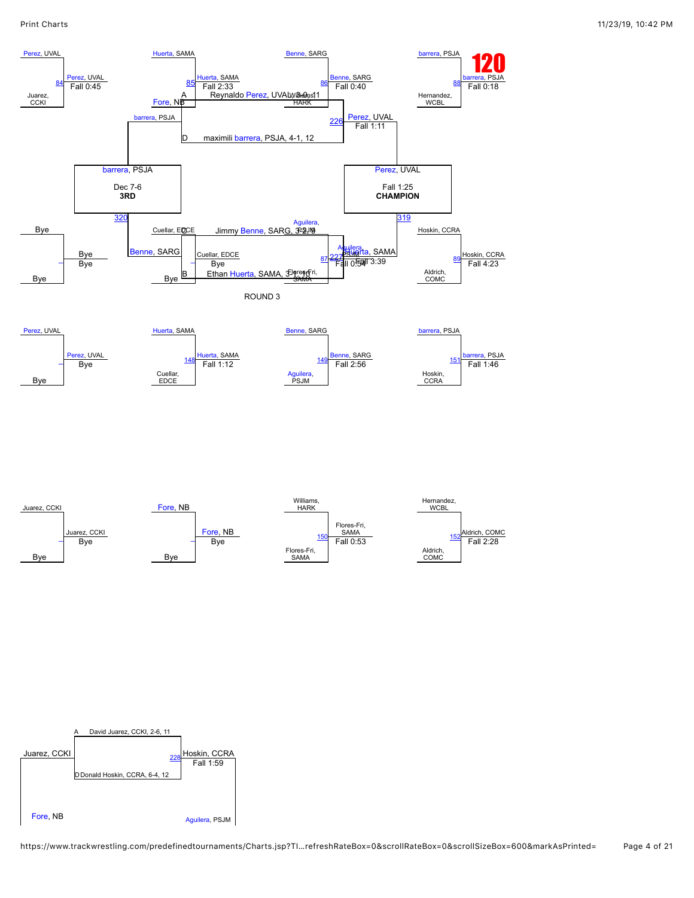# 120

## Championship Bracket

**Match 84:** Perez, UVAL vs. Juarez, CCKI — Winner: Perez, UVAL, Fall 0:45

**Match 85:** Huerta, SAMA vs. Fore, NB — Winner: Huerta, SAMA, Fall 2:33

**Match 86:** Benne, SARG vs. Williams, HARK — Winner: Benne, SARG, Fall 0:40

**Match 88:** barrera, PSJA vs. Hernandez, WCBL — Winner: barrera, PSJA, Fall 0:18

**Match 87:** Aguilera, PSJM vs. Flores-Fri, SAMA — Winner: Aguilera, PSJM, Fall 0:54

**Match 89:** Hoskin, CCRA vs. Aldrich, COMC — Winner: Hoskin, CCRA, Fall 4:23

**Bye:** Bye vs. Bye — Bye

**Bye:** Cuellar, EDCE vs. Bye — Cuellar, EDCE, Bye

**Match 226:** Perez, UVAL — Fall 1:11

- A: Reynaldo Perez, UVAL, 3-0, 11
- D: maximili barrera, PSJA, 4-1, 12

**Match 227:** Huerta, SAMA — Fall 3:39

- C: Jimmy Benne, SARG, 3-2, 9
- B: Ethan Huerta, SAMA, 3-1, 10

**Match 319:** Perez, UVAL — Fall 1:25 — **CHAMPION**

**Match 320:** barrera, PSJA vs. Benne, SARG — barrera, PSJA, Dec 7-6 — **3RD**

## ROUND 3

**Bye:** Perez, UVAL vs. Bye — Perez, UVAL, Bye

**Match 148:** Huerta, SAMA vs. Cuellar, EDCE — Winner: Huerta, SAMA, Fall 1:12

**Match 149:** Benne, SARG vs. Aguilera, PSJM — Winner: Benne, SARG, Fall 2:56

**Match 151:** barrera, PSJA vs. Hoskin, CCRA — Winner: barrera, PSJA, Fall 1:46

**Bye:** Juarez, CCKI vs. Bye — Juarez, CCKI, Bye

**Bye:** Fore, NB vs. Bye — Fore, NB, Bye

**Match 150:** Williams, HARK vs. Flores-Fri, SAMA — Winner: Flores-Fri, SAMA, Fall 0:53

**Match 152:** Hernandez, WCBL vs. Aldrich, COMC — Winner: Aldrich, COMC, Fall 2:28

## Match 228

- A: David Juarez, CCKI, 2-6, 11
- D: Donald Hoskin, CCRA, 6-4, 12

Juarez, CCKI vs. Hoskin, CCRA — Winner: Hoskin, CCRA, Fall 1:59

Fore, NB — Aguilera, PSJM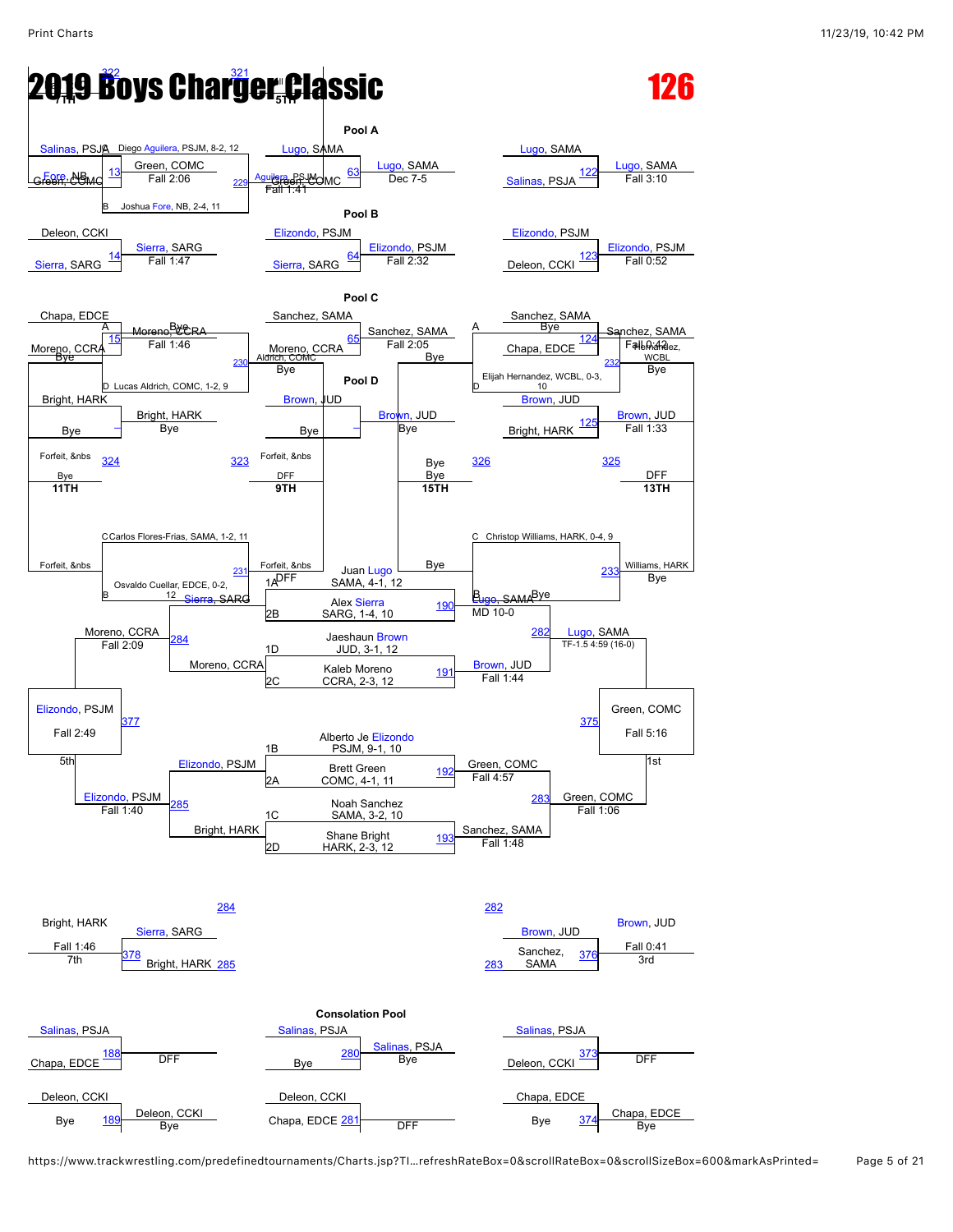# 2019 Boys Charger Classic

# 126

## Pool A

| Bout | Wrestler 1 | Wrestler 2 | Winner | Result |
|---|---|---|---|---|
| 13 | Salinas, PSJA | Fore, NB / Green, COMC | Green, COMC | Fall 2:06 |
| 63 | Lugo, SAMA | Aguilera, PSJM / Green, COMC | Lugo, SAMA | Dec 7-5 |
| 229 | | | Aguilera, PSJM | Fall 1:41 |
| 122 | Lugo, SAMA | Salinas, PSJA | Lugo, SAMA | Fall 3:10 |

A: Diego Aguilera, PSJM, 8-2, 12

B: Joshua Fore, NB, 2-4, 11

## Pool B

| Bout | Wrestler 1 | Wrestler 2 | Winner | Result |
|---|---|---|---|---|
| 14 | Deleon, CCKI | Sierra, SARG | Sierra, SARG | Fall 1:47 |
| 64 | Elizondo, PSJM | Sierra, SARG | Elizondo, PSJM | Fall 2:32 |
| 123 | Elizondo, PSJM | Deleon, CCKI | Elizondo, PSJM | Fall 0:52 |

## Pool C

| Bout | Wrestler 1 | Wrestler 2 | Winner | Result |
|---|---|---|---|---|
| 15 | Chapa, EDCE | Moreno, CCRA | Moreno, CCRA | Fall 1:46 |
| 65 | Sanchez, SAMA | Moreno, CCRA | Sanchez, SAMA | Fall 2:05 |
| 124 | Sanchez, SAMA | Chapa, EDCE | Sanchez, SAMA | Fall 0:42 |
| 230 | Bye | Aldrich, COMC | Bye | |
| 232 | Bye | Hernandez, WCBL | Bye | |

A: Bye

D: Lucas Aldrich, COMC, 1-2, 9

D: Elijah Hernandez, WCBL, 0-3, 10

## Pool D

| Bout | Wrestler 1 | Wrestler 2 | Winner | Result |
|---|---|---|---|---|
| – | Bright, HARK | Bye | Bright, HARK | Bye |
| – | Brown, JUD | Bye | Brown, JUD | Bye |
| 125 | Brown, JUD | Bright, HARK | Brown, JUD | Fall 1:33 |
| 231 | Forfeit | Forfeit | DFF | |
| 233 | Bye | Williams, HARK | Bye | |

C: Carlos Flores-Frias, SAMA, 1-2, 11

B: Osvaldo Cuellar, EDCE, 0-2, 12

C: Christop Williams, HARK, 0-4, 9

## Placement Matches

| Bout | Wrestler 1 | Wrestler 2 | Result | Place |
|---|---|---|---|---|
| 324 | Forfeit | Bye | Bye | 11TH |
| 323 | Forfeit | Forfeit | DFF | 9TH |
| 326 | Bye | Bye | Bye | 15TH |
| 325 | | | DFF | 13TH |

## Championship Bracket

Seeds:
- 1A: Juan Lugo, SAMA, 4-1, 12
- 2B: Alex Sierra, SARG, 1-4, 10
- 1D: Jaeshaun Brown, JUD, 3-1, 12
- 2C: Kaleb Moreno, CCRA, 2-3, 12
- 1B: Alberto Je Elizondo, PSJM, 9-1, 10
- 2A: Brett Green, COMC, 4-1, 11
- 1C: Noah Sanchez, SAMA, 3-2, 10
- 2D: Shane Bright, HARK, 2-3, 12

| Bout | Wrestler 1 | Wrestler 2 | Winner | Result |
|---|---|---|---|---|
| 190 | Lugo, SAMA | Sierra, SARG | Lugo, SAMA | MD 10-0 |
| 191 | Brown, JUD | Moreno, CCRA | Brown, JUD | Fall 1:44 |
| 192 | Elizondo, PSJM | Green, COMC | Green, COMC | Fall 4:57 |
| 193 | Sanchez, SAMA | Bright, HARK | Sanchez, SAMA | Fall 1:48 |
| 282 | Lugo, SAMA | Brown, JUD | Lugo, SAMA | TF-1.5 4:59 (16-0) |
| 283 | Green, COMC | Sanchez, SAMA | Green, COMC | Fall 1:06 |
| 375 | Lugo, SAMA | Green, COMC | Green, COMC | Fall 5:16 (1st) |

## Consolation Bracket

| Bout | Wrestler 1 | Wrestler 2 | Winner | Result |
|---|---|---|---|---|
| 284 | Sierra, SARG | Moreno, CCRA | Moreno, CCRA | Fall 2:09 |
| 285 | Elizondo, PSJM | Bright, HARK | Elizondo, PSJM | Fall 1:40 |
| 377 | Moreno, CCRA | Elizondo, PSJM | Elizondo, PSJM | Fall 2:49 (5th) |
| 378 | Sierra, SARG | Bright, HARK | Bright, HARK | Fall 1:46 (7th) |
| 376 | Brown, JUD | Sanchez, SAMA | Brown, JUD | Fall 0:41 (3rd) |

## Consolation Pool

| Bout | Wrestler 1 | Wrestler 2 | Winner | Result |
|---|---|---|---|---|
| 188 | Salinas, PSJA | Chapa, EDCE | | DFF |
| 189 | Deleon, CCKI | Bye | Deleon, CCKI | Bye |
| 280 | Salinas, PSJA | Bye | Salinas, PSJA | Bye |
| 281 | Deleon, CCKI | Chapa, EDCE | | DFF |
| 373 | Salinas, PSJA | Deleon, CCKI | | DFF |
| 374 | Chapa, EDCE | Bye | Chapa, EDCE | Bye |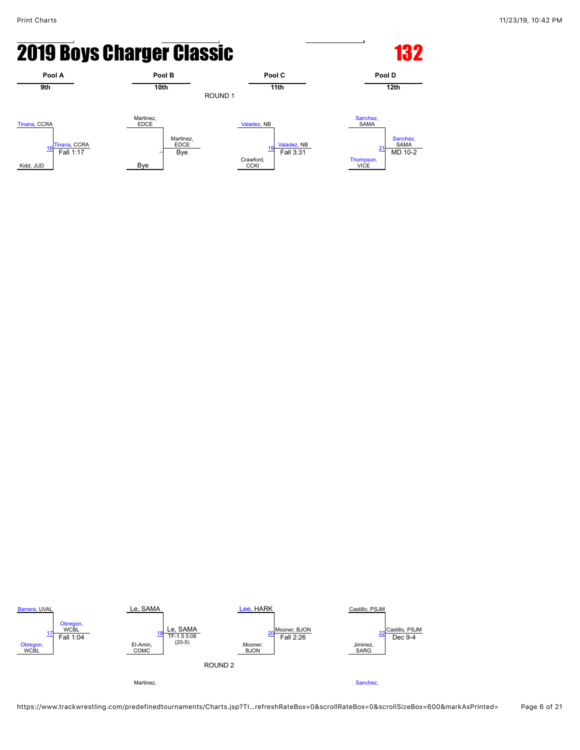# 2019 Boys Charger Classic

**132**

| Pool A | Pool B | Pool C | Pool D |
|---|---|---|---|
| 9th | 10th | 11th | 12th |

ROUND 1

**Pool A**
- Tinana, CCRA vs. Kidd, JUD — Match 16: Tinana, CCRA — Fall 1:17

**Pool B**
- Martinez, EDCE vs. Bye — Martinez, EDCE — Bye

**Pool C**
- Valadez, NB vs. Crawford, CCKI — Match 19: Valadez, NB — Fall 3:31

**Pool D**
- Sanchez, SAMA vs. Thompson, VICE — Match 21: Sanchez, SAMA — MD 10-2

ROUND 2

**Pool A**
- Barrera, UVAL vs. Obregon, WCBL — Match 17: Obregon, WCBL — Fall 1:04

**Pool B**
- Le, SAMA vs. El-Amin, COMC — Match 18: Le, SAMA — TF-1.5 5:08 (20-5)

**Pool C**
- Lee, HARK vs. Mooner, BJON — Match 20: Mooner, BJON — Fall 2:26

**Pool D**
- Castillo, PSJM vs. Jiminez, SARG — Match 22: Castillo, PSJM — Dec 9-4

Martinez,

Sanchez,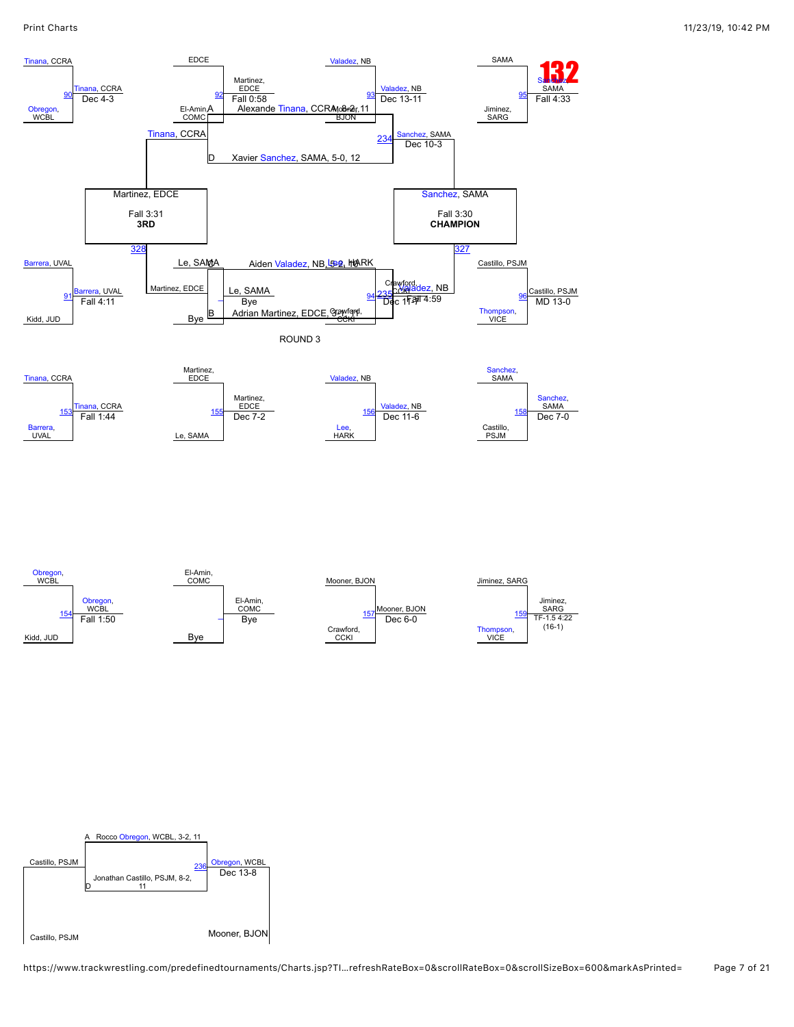# 132

## Championship Bracket

- Match 90: Tinana, CCRA vs Obregon, WCBL — Winner: Tinana, CCRA, Dec 4-3
- Match 92: EDCE (Martinez) vs El-Amin, COMC — Winner: Martinez, EDCE, Fall 0:58
- Match 93: Valadez, NB vs Mooner, BJON — Winner: Valadez, NB, Dec 13-11
- Match 95: SAMA (Sanchez) vs Jiminez, SARG — Winner: Sanchez, SAMA, Fall 4:33
- Match 91: Barrera, UVAL vs Kidd, JUD — Winner: Barrera, UVAL, Fall 4:11
- Match 94: Le, SAMA vs Bye — Winner: Le, SAMA, Bye
- Match 96: Castillo, PSJM vs Thompson, VICE — Winner: Castillo, PSJM, MD 13-0
- Match 234: Winner: Sanchez, SAMA, Dec 10-3
- Match 235: Crawford, CCKI vs Valadez, NB — Winner: Valadez, NB, Dec 11-7 / Fall 4:59
- Match 327: **CHAMPION** — Sanchez, SAMA, Fall 3:30
- Match 328: **3RD** — Martinez, EDCE, Fall 3:31

Placement annotations:

- A: Alexande Tinana, CCRA, 8-2, 11
- D: Xavier Sanchez, SAMA, 5-0, 12
- A: Aiden Valadez, NB, 5-2, 10
- C: Lee, HARK
- B: Adrian Martinez, EDCE, 3-1, 11

## ROUND 3

- Match 153: Tinana, CCRA vs Barrera, UVAL — Winner: Tinana, CCRA, Fall 1:44
- Match 155: Martinez, EDCE vs Le, SAMA — Winner: Martinez, EDCE, Dec 7-2
- Match 156: Valadez, NB vs Lee, HARK — Winner: Valadez, NB, Dec 11-6
- Match 158: Sanchez, SAMA vs Castillo, PSJM — Winner: Sanchez, SAMA, Dec 7-0
- Match 154: Obregon, WCBL vs Kidd, JUD — Winner: Obregon, WCBL, Fall 1:50
- Match –: El-Amin, COMC vs Bye — Winner: El-Amin, COMC, Bye
- Match 157: Mooner, BJON vs Crawford, CCKI — Winner: Mooner, BJON, Dec 6-0
- Match 159: Jiminez, SARG vs Thompson, VICE — Winner: Jiminez, SARG, TF-1.5 4:22 (16-1)

## Consolation

- Match 236: Castillo, PSJM vs Obregon, WCBL — Winner: Obregon, WCBL, Dec 13-8
- A: Rocco Obregon, WCBL, 3-2, 11
- D: Jonathan Castillo, PSJM, 8-2, 11
- Castillo, PSJM
- Mooner, BJON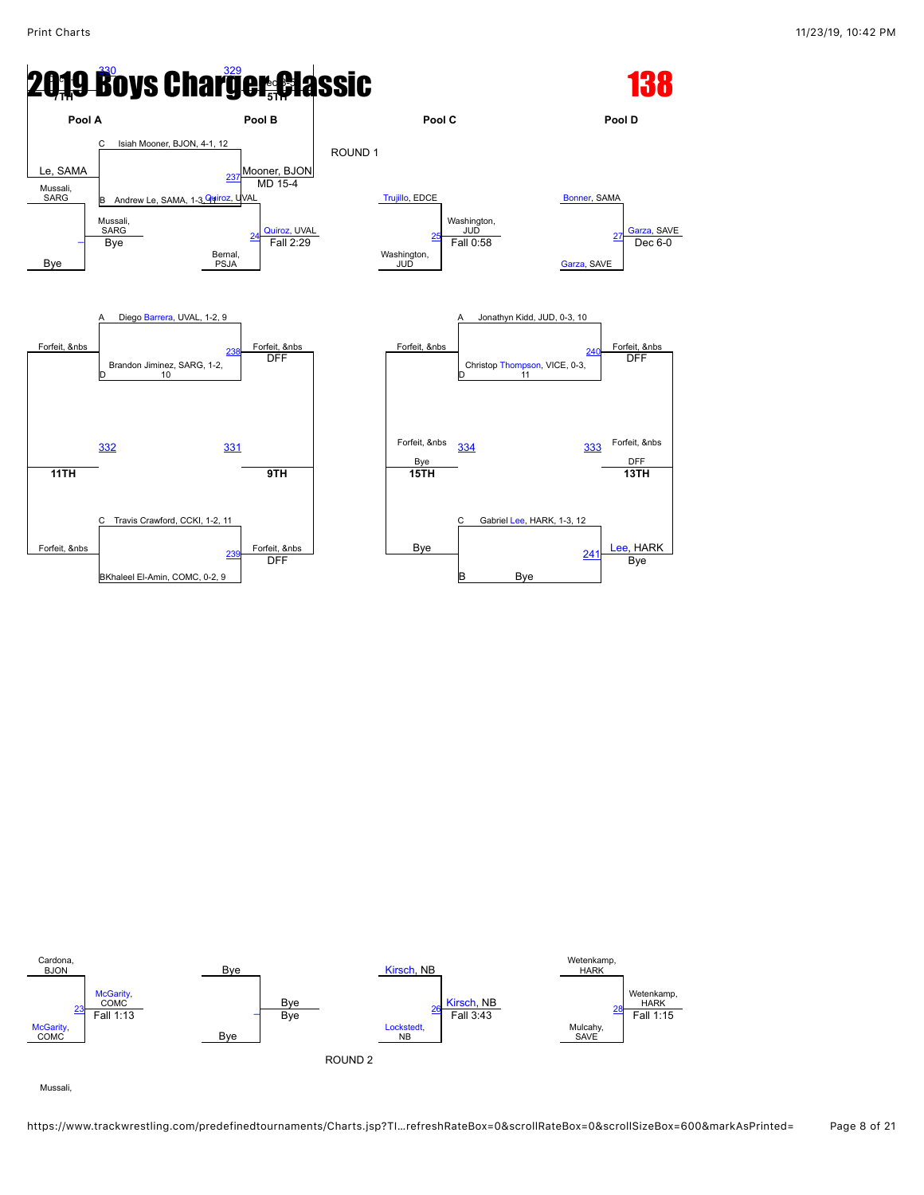# 2019 Boys Charger Classic

# 138

7TH — 330 — 329 — 5TH

Le, SAMA — Mooner, BJON — MD 15-4

## Pool A | Pool B | Pool C | Pool D

C Isiah Mooner, BJON, 4-1, 12

B Andrew Le, SAMA, 1-3, 11

237

ROUND 1

Mussali, SARG — Mussali, SARG — Bye — Bye

Quiroz, UVAL — 24 — Quiroz, UVAL — Fall 2:29 — Bernal, PSJA

Trujillo, EDCE — 25 — Washington, JUD — Fall 0:58 — Washington, JUD

Bonner, SAMA — 27 — Garza, SAVE — Dec 6-0 — Garza, SAVE

A Diego Barrera, UVAL, 1-2, 9

D Brandon Jiminez, SARG, 1-2, 10

238 — Forfeit, &nbs — Forfeit, &nbs — DFF

332 — 331

11TH — 9TH

C Travis Crawford, CCKI, 1-2, 11

BKhaleel El-Amin, COMC, 0-2, 9

239 — Forfeit, &nbs — Forfeit, &nbs — DFF

A Jonathyn Kidd, JUD, 0-3, 10

D Christop Thompson, VICE, 0-3, 11

240 — Forfeit, &nbs — Forfeit, &nbs — DFF

334 — 333

Forfeit, &nbs — Bye — 15TH

Forfeit, &nbs — DFF — 13TH

C Gabriel Lee, HARK, 1-3, 12

B Bye

241 — Bye — Lee, HARK — Bye

Cardona, BJON — 23 — McGarity, COMC — Fall 1:13 — McGarity, COMC

Bye — Bye — Bye — Bye

Kirsch, NB — 26 — Kirsch, NB — Fall 3:43 — Lockstedt, NB

Wetenkamp, HARK — 28 — Wetenkamp, HARK — Fall 1:15 — Mulcahy, SAVE

ROUND 2

Mussali,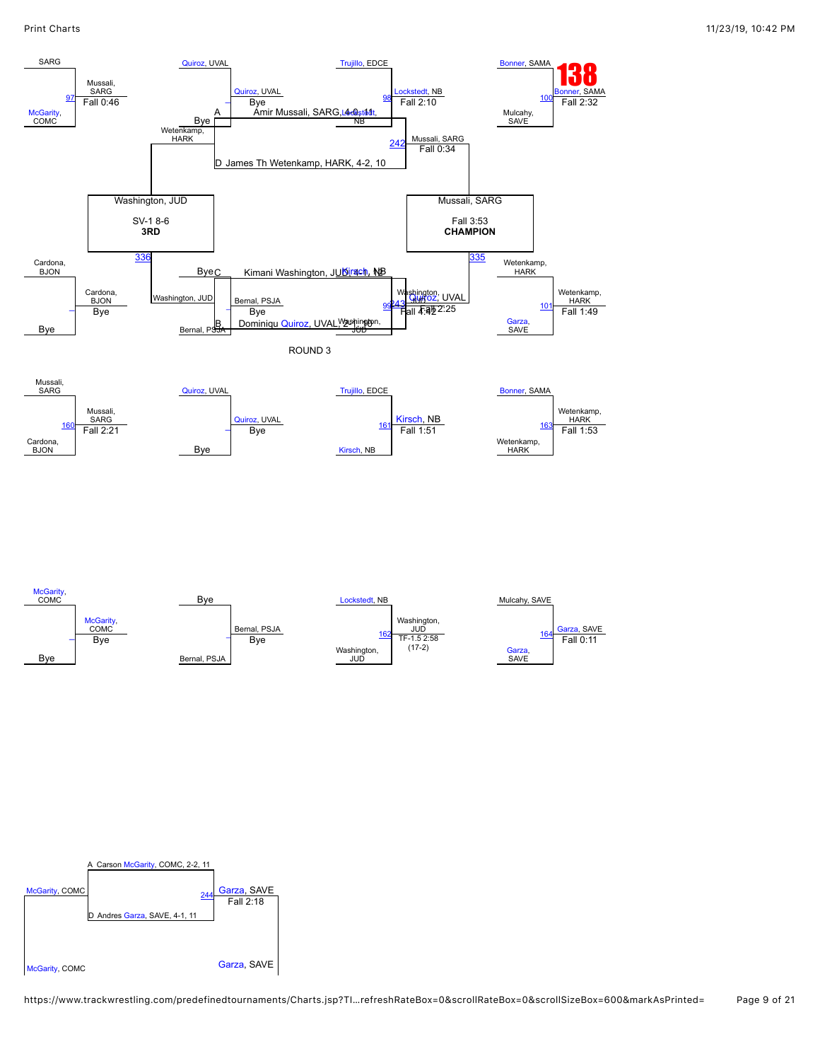# 138

## Championship Bracket

**Match 97:** Mussali, SARG vs McGarity, COMC — Winner: Mussali, SARG — Fall 0:46

**Match –:** Quiroz, UVAL vs Bye — Winner: Quiroz, UVAL — Bye

**Match 98:** Trujillo, EDCE vs Lockstedt, NB — Winner: Lockstedt, NB — Fall 2:10

**Match 100:** Bonner, SAMA vs Mulcahy, SAVE — Winner: Bonner, SAMA — Fall 2:32

**Match –:** Cardona, BJON vs Bye — Winner: Cardona, BJON — Bye

**Match –:** Bye vs Bernal, PSJA — Winner: Bernal, PSJA — Bye

**Match 99:** Kirsch, NB vs Washington, JUD — Winner: Washington, JUD — Fall 4:42

**Match 101:** Wetenkamp, HARK vs Garza, SAVE — Winner: Wetenkamp, HARK — Fall 1:49

**Match A (Bye):** Bye vs Wetenkamp, HARK

**Match 242:** Mussali, SARG — Fall 0:34

**Match C (Bye):** Bye vs Washington, JUD

**Match 243:** Quiroz, UVAL — Fall 2:25

**Match 335:** Mussali, SARG — Fall 3:53 — **CHAMPION**

**Match 336:** Washington, JUD — SV-1 8-6 — **3RD**

Placement notes:
- A Amir Mussali, SARG, 4-0, 11
- D James Th Wetenkamp, HARK, 4-2, 10
- C Kimani Washington, JUD, 4-1, 12
- B Dominiqu Quiroz, UVAL, 2-1, 10

## ROUND 3

**Match 160:** Mussali, SARG vs Cardona, BJON — Winner: Mussali, SARG — Fall 2:21

**Match –:** Quiroz, UVAL vs Bye — Winner: Quiroz, UVAL — Bye

**Match 161:** Trujillo, EDCE vs Kirsch, NB — Winner: Kirsch, NB — Fall 1:51

**Match 163:** Bonner, SAMA vs Wetenkamp, HARK — Winner: Wetenkamp, HARK — Fall 1:53

**Match –:** McGarity, COMC vs Bye — Winner: McGarity, COMC — Bye

**Match –:** Bye vs Bernal, PSJA — Winner: Bernal, PSJA — Bye

**Match 162:** Lockstedt, NB vs Washington, JUD — Winner: Washington, JUD — TF-1.5 2:58 (17-2)

**Match 164:** Mulcahy, SAVE vs Garza, SAVE — Winner: Garza, SAVE — Fall 0:11

## Match 244

- A Carson McGarity, COMC, 2-2, 11
- D Andres Garza, SAVE, 4-1, 11

McGarity, COMC vs Garza, SAVE — Winner: Garza, SAVE — Fall 2:18

McGarity, COMC — Garza, SAVE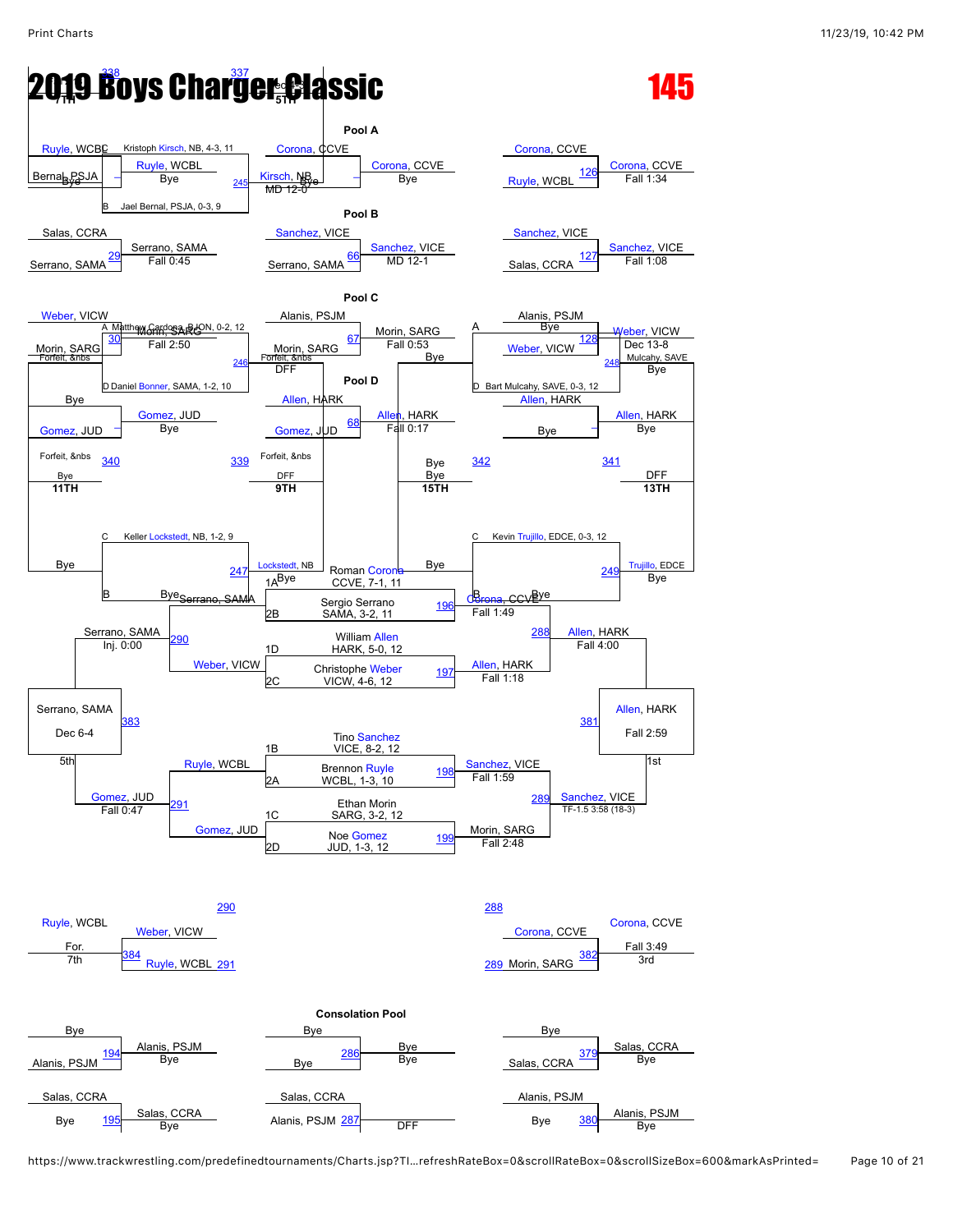# 2019 Boys Charger Classic

**145**

## Pool A

A: Kristoph Kirsch, NB, 4-3, 11
B: Jael Bernal, PSJA, 0-3, 9

| Round 1 | Result | Round 2 | Result | Round 3 | Result |
|---|---|---|---|---|---|
| Ruyle, WCBL vs Bernal, PSJA | Ruyle, WCBL — Bye | Corona, CCVE vs Kirsch, NB | Corona, CCVE — Bye (245) | Corona, CCVE vs Ruyle, WCBL | Corona, CCVE — Fall 1:34 (126) |
| Kirsch, NB vs Bye | MD 12-0 | | | | |

## Pool B

| Round 1 | Result | Round 2 | Result | Round 3 | Result |
|---|---|---|---|---|---|
| Salas, CCRA vs Serrano, SAMA (29) | Serrano, SAMA — Fall 0:45 | Sanchez, VICE vs Serrano, SAMA (66) | Sanchez, VICE — MD 12-1 | Sanchez, VICE vs Salas, CCRA (127) | Sanchez, VICE — Fall 1:08 |

## Pool C

A: Matthew Cardona, BJON, 0-2, 12
D: Daniel Bonner, SAMA, 1-2, 10

| Round 1 | Result | Round 2 | Result | Round 3 | Result |
|---|---|---|---|---|---|
| Weber, VICW vs Morin, SARG (30) | Morin, SARG — Fall 2:50 | Alanis, PSJM vs Morin, SARG (67) | Morin, SARG — Fall 0:53 | Alanis, PSJM vs Weber, VICW (128) | Weber, VICW — Dec 13-8 |
| Forfeit, &nbs (246) | | Forfeit, &nbs | DFF / Bye | Bye vs Mulcahy, SAVE (248) | Bye |

A: Alanis, PSJM
D: Bart Mulcahy, SAVE, 0-3, 12

## Pool D

| Round 1 | Result | Round 2 | Result | Round 3 | Result |
|---|---|---|---|---|---|
| Bye vs Gomez, JUD | Gomez, JUD — Bye | Allen, HARK vs Gomez, JUD (68) | Allen, HARK — Fall 0:17 | Allen, HARK vs Bye | Allen, HARK — Bye |

## Placement Matches

| Match | Competitors | Result |
|---|---|---|
| 11TH (340) | Forfeit, &nbs vs Bye | |
| 9TH (339) | Forfeit, &nbs vs DFF | |
| 15TH (342) | Bye vs Bye | |
| 13TH (341) | DFF | |

C: Keller Lockstedt, NB, 1-2, 9
C: Kevin Trujillo, EDCE, 0-3, 12

| Match | Competitors | Result |
|---|---|---|
| 247 | Bye vs Lockstedt, NB | Serrano, SAMA |
| 249 | Bye vs Trujillo, EDCE | Bye |

## Championship Bracket

| Seed | Wrestler |
|---|---|
| 1A | Roman Corona, CCVE, 7-1, 11 |
| 2B | Sergio Serrano, SAMA, 3-2, 11 |
| 1D | William Allen, HARK, 5-0, 12 |
| 2C | Christophe Weber, VICW, 4-6, 12 |
| 1B | Tino Sanchez, VICE, 8-2, 12 |
| 2A | Brennon Ruyle, WCBL, 1-3, 10 |
| 1C | Ethan Morin, SARG, 3-2, 12 |
| 2D | Noe Gomez, JUD, 1-3, 12 |

| Match | Winner | Result |
|---|---|---|
| 196 | Corona, CCVE | Fall 1:49 |
| 197 | Allen, HARK | Fall 1:18 |
| 198 | Sanchez, VICE | Fall 1:59 |
| 199 | Morin, SARG | Fall 2:48 |
| 288 | Allen, HARK | Fall 4:00 |
| 289 | Sanchez, VICE | TF-1.5 3:58 (18-3) |
| 381 (1st) | Allen, HARK | Fall 2:59 |

## Consolation Bracket

| Match | Competitors | Winner | Result |
|---|---|---|---|
| 290 | Serrano, SAMA vs Weber, VICW | Serrano, SAMA | Inj. 0:00 |
| 291 | Ruyle, WCBL vs Gomez, JUD | Gomez, JUD | Fall 0:47 |
| 383 (5th) | Serrano, SAMA vs Gomez, JUD | Serrano, SAMA | Dec 6-4 |
| 384 (7th) | Weber, VICW (290) vs Ruyle, WCBL (291) | Ruyle, WCBL | For. |
| 382 (3rd) | Corona, CCVE (288) vs Morin, SARG (289) | Corona, CCVE | Fall 3:49 |

## Consolation Pool

| Round 1 | Result | Round 2 | Result | Round 3 | Result |
|---|---|---|---|---|---|
| Bye vs Alanis, PSJM (194) | Alanis, PSJM — Bye | Bye vs Bye (286) | Bye — Bye | Bye vs Salas, CCRA (379) | Salas, CCRA — Bye |
| Salas, CCRA vs Bye (195) | Salas, CCRA — Bye | Salas, CCRA vs Alanis, PSJM (287) | DFF | Alanis, PSJM vs Bye (380) | Alanis, PSJM — Bye |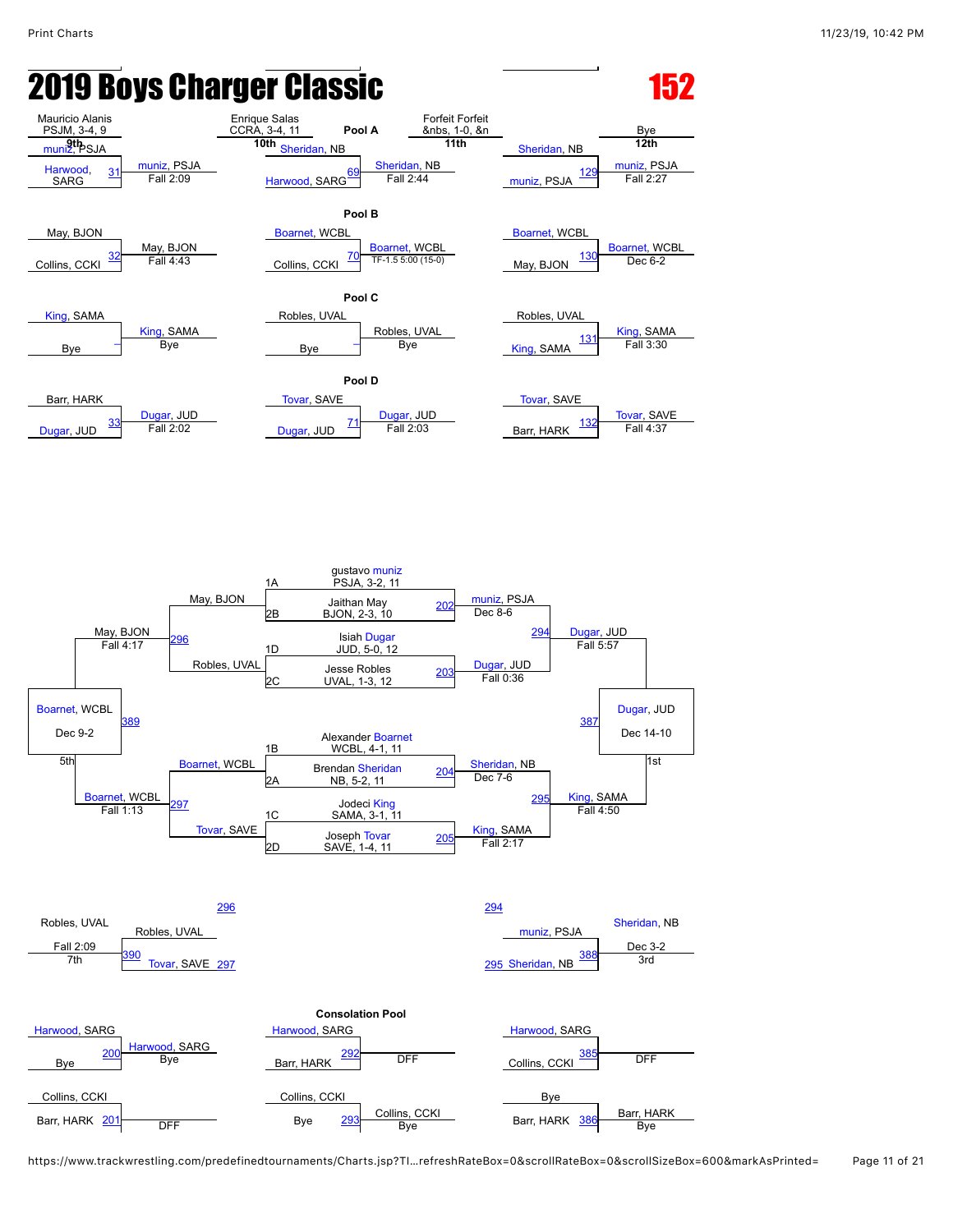# 2019 Boys Charger Classic

**152**

Mauricio Alanis, PSJM, 3-4, 9 — 9th
Enrique Salas, CCRA, 3-4, 11 — 10th
Forfeit Forfeit, &nbs, 1-0, &n — 11th
Bye — 12th

### Pool A

| Match | Wrestler 1 | Wrestler 2 | Winner | Result |
|---|---|---|---|---|
| 31 | muniz, PSJA | Harwood, SARG | muniz, PSJA | Fall 2:09 |
| 69 | Sheridan, NB | Harwood, SARG | Sheridan, NB | Fall 2:44 |
| 129 | Sheridan, NB | muniz, PSJA | muniz, PSJA | Fall 2:27 |

### Pool B

| Match | Wrestler 1 | Wrestler 2 | Winner | Result |
|---|---|---|---|---|
| 32 | May, BJON | Collins, CCKI | May, BJON | Fall 4:43 |
| 70 | Boarnet, WCBL | Collins, CCKI | Boarnet, WCBL | TF-1.5 5:00 (15-0) |
| 130 | Boarnet, WCBL | May, BJON | Boarnet, WCBL | Dec 6-2 |

### Pool C

| Match | Wrestler 1 | Wrestler 2 | Winner | Result |
|---|---|---|---|---|
| | King, SAMA | Bye | King, SAMA | Bye |
| | Robles, UVAL | Bye | Robles, UVAL | Bye |
| 131 | Robles, UVAL | King, SAMA | King, SAMA | Fall 3:30 |

### Pool D

| Match | Wrestler 1 | Wrestler 2 | Winner | Result |
|---|---|---|---|---|
| 33 | Barr, HARK | Dugar, JUD | Dugar, JUD | Fall 2:02 |
| 71 | Tovar, SAVE | Dugar, JUD | Dugar, JUD | Fall 2:03 |
| 132 | Tovar, SAVE | Barr, HARK | Tovar, SAVE | Fall 4:37 |

### Championship Bracket

Seeds:
- 1A: gustavo muniz, PSJA, 3-2, 11
- 2B: Jaithan May, BJON, 2-3, 10
- 1D: Isiah Dugar, JUD, 5-0, 12
- 2C: Jesse Robles, UVAL, 1-3, 12
- 1B: Alexander Boarnet, WCBL, 4-1, 11
- 2A: Brendan Sheridan, NB, 5-2, 11
- 1C: Jodeci King, SAMA, 3-1, 11
- 2D: Joseph Tovar, SAVE, 1-4, 11

| Match | Wrestler 1 | Wrestler 2 | Winner | Result |
|---|---|---|---|---|
| 202 | muniz, PSJA | May, BJON | muniz, PSJA | Dec 8-6 |
| 203 | Dugar, JUD | Robles, UVAL | Dugar, JUD | Fall 0:36 |
| 204 | Boarnet, WCBL | Sheridan, NB | Sheridan, NB | Dec 7-6 |
| 205 | King, SAMA | Tovar, SAVE | King, SAMA | Fall 2:17 |
| 294 | muniz, PSJA | Dugar, JUD | Dugar, JUD | Fall 5:57 |
| 295 | Sheridan, NB | King, SAMA | King, SAMA | Fall 4:50 |
| 387 (1st) | Dugar, JUD | King, SAMA | Dugar, JUD | Dec 14-10 |
| 296 | May, BJON | Robles, UVAL | May, BJON | Fall 4:17 |
| 297 | Boarnet, WCBL | Tovar, SAVE | Boarnet, WCBL | Fall 1:13 |
| 389 (5th) | May, BJON | Boarnet, WCBL | Boarnet, WCBL | Dec 9-2 |
| 388 (3rd) | muniz, PSJA | Sheridan, NB | Sheridan, NB | Dec 3-2 |
| 390 (7th) | Robles, UVAL | Tovar, SAVE | Robles, UVAL | Fall 2:09 |

### Consolation Pool

| Match | Wrestler 1 | Wrestler 2 | Winner | Result |
|---|---|---|---|---|
| 200 | Harwood, SARG | Bye | Harwood, SARG | Bye |
| 201 | Collins, CCKI | Barr, HARK | | DFF |
| 292 | Harwood, SARG | Barr, HARK | | DFF |
| 293 | Collins, CCKI | Bye | Collins, CCKI | Bye |
| 385 | Harwood, SARG | Collins, CCKI | | DFF |
| 386 | Bye | Barr, HARK | Barr, HARK | Bye |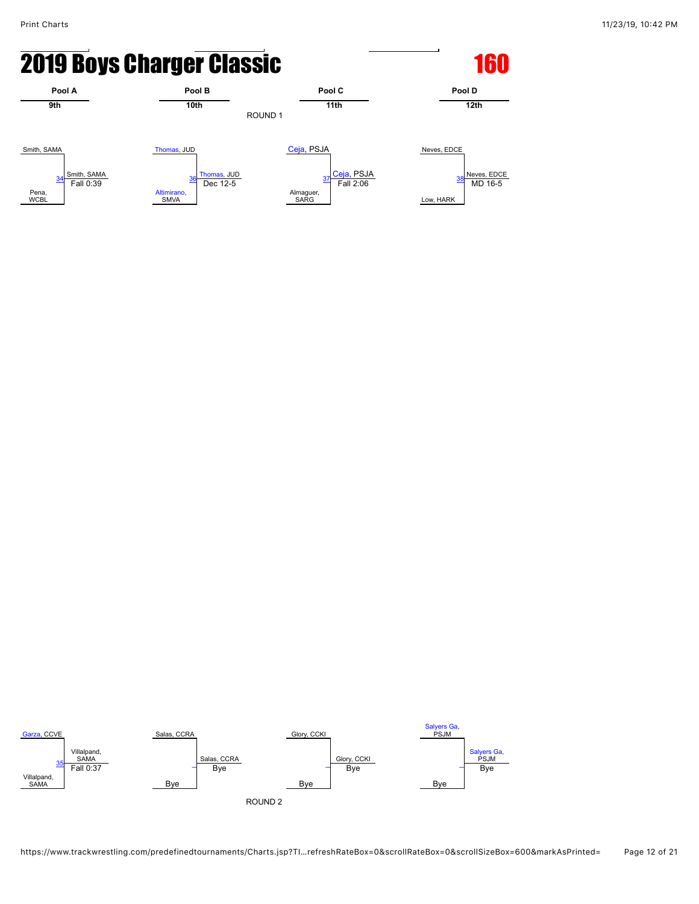# 2019 Boys Charger Classic

## 160

| Pool A | Pool B | Pool C | Pool D |
|---|---|---|---|
| 9th | 10th | 11th | 12th |

ROUND 1

| Pool | Match | Wrestler 1 | Wrestler 2 | Winner | Result |
|---|---|---|---|---|---|
| Pool A | 34 | Smith, SAMA | Pena, WCBL | Smith, SAMA | Fall 0:39 |
| Pool B | 36 | Thomas, JUD | Altimirano, SMVA | Thomas, JUD | Dec 12-5 |
| Pool C | 37 | Ceja, PSJA | Almaguer, SARG | Ceja, PSJA | Fall 2:06 |
| Pool D | 38 | Neves, EDCE | Low, HARK | Neves, EDCE | MD 16-5 |

| Pool | Match | Wrestler 1 | Wrestler 2 | Winner | Result |
|---|---|---|---|---|---|
| Pool A | 35 | Garza, CCVE | Villalpand, SAMA | Villalpand, SAMA | Fall 0:37 |
| Pool B | – | Salas, CCRA | Bye | Salas, CCRA | Bye |
| Pool C | – | Glory, CCKI | Bye | Glory, CCKI | Bye |
| Pool D | – | Salyers Ga, PSJM | Bye | Salyers Ga, PSJM | Bye |

ROUND 2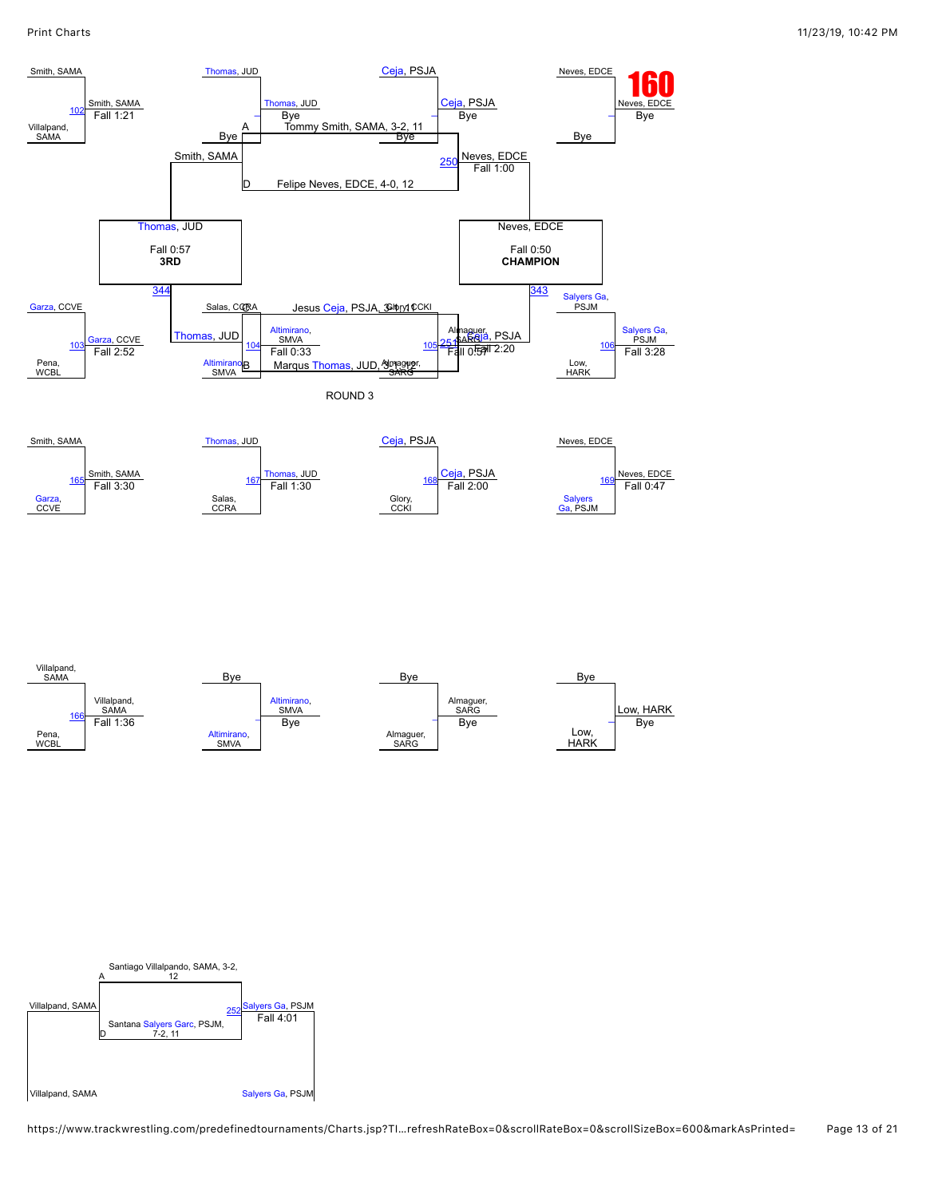# 160

## Championship Bracket

**Match 102:** Smith, SAMA vs. Villalpand, SAMA — Winner: Smith, SAMA (Fall 1:21)

**Match 103:** Garza, CCVE vs. Pena, WCBL — Winner: Garza, CCVE (Fall 2:52)

**Match 104:** Salas, CCRA vs. Altimirano, SMVA — Winner: Altimirano, SMVA (Fall 0:33)

**Match 105:** Glory, CCKI vs. Almaguer, SARG — Winner: Almaguer, SARG (Fall 0:57)

**Match 106:** Salyers Ga, PSJM vs. Low, HARK — Winner: Salyers Ga, PSJM (Fall 3:28)

- Thomas, JUD vs. Bye — Winner: Thomas, JUD (Bye)
- Ceja, PSJA vs. Bye — Winner: Ceja, PSJA (Bye)
- Neves, EDCE vs. Bye — Winner: Neves, EDCE (Bye)

**Match 250:** Neves, EDCE (Fall 1:00)

**Match 251:** Ceja, PSJA (Fall 2:20)

**Match 343:** Neves, EDCE — Fall 0:50 — **CHAMPION**

**Match 344:** Thomas, JUD — Fall 0:57 — **3RD**

A: Tommy Smith, SAMA, 3-2, 11

B: Marqus Thomas, JUD, 3-1, 12

C: Jesus Ceja, PSJA, 3-1, 11

D: Felipe Neves, EDCE, 4-0, 12

## ROUND 3

**Match 165:** Smith, SAMA vs. Garza, CCVE — Winner: Smith, SAMA (Fall 3:30)

**Match 167:** Thomas, JUD vs. Salas, CCRA — Winner: Thomas, JUD (Fall 1:30)

**Match 168:** Ceja, PSJA vs. Glory, CCKI — Winner: Ceja, PSJA (Fall 2:00)

**Match 169:** Neves, EDCE vs. Salyers Ga, PSJM — Winner: Neves, EDCE (Fall 0:47)

**Match 166:** Villalpand, SAMA vs. Pena, WCBL — Winner: Villalpand, SAMA (Fall 1:36)

- Bye vs. Altimirano, SMVA — Winner: Altimirano, SMVA (Bye)
- Bye vs. Almaguer, SARG — Winner: Almaguer, SARG (Bye)
- Bye vs. Low, HARK — Winner: Low, HARK (Bye)

## Final

A: Santiago Villalpando, SAMA, 3-2, 12

D: Santana Salyers Garc, PSJM, 7-2, 11

**Match 252:** Villalpand, SAMA vs. Salyers Ga, PSJM — Winner: Salyers Ga, PSJM (Fall 4:01)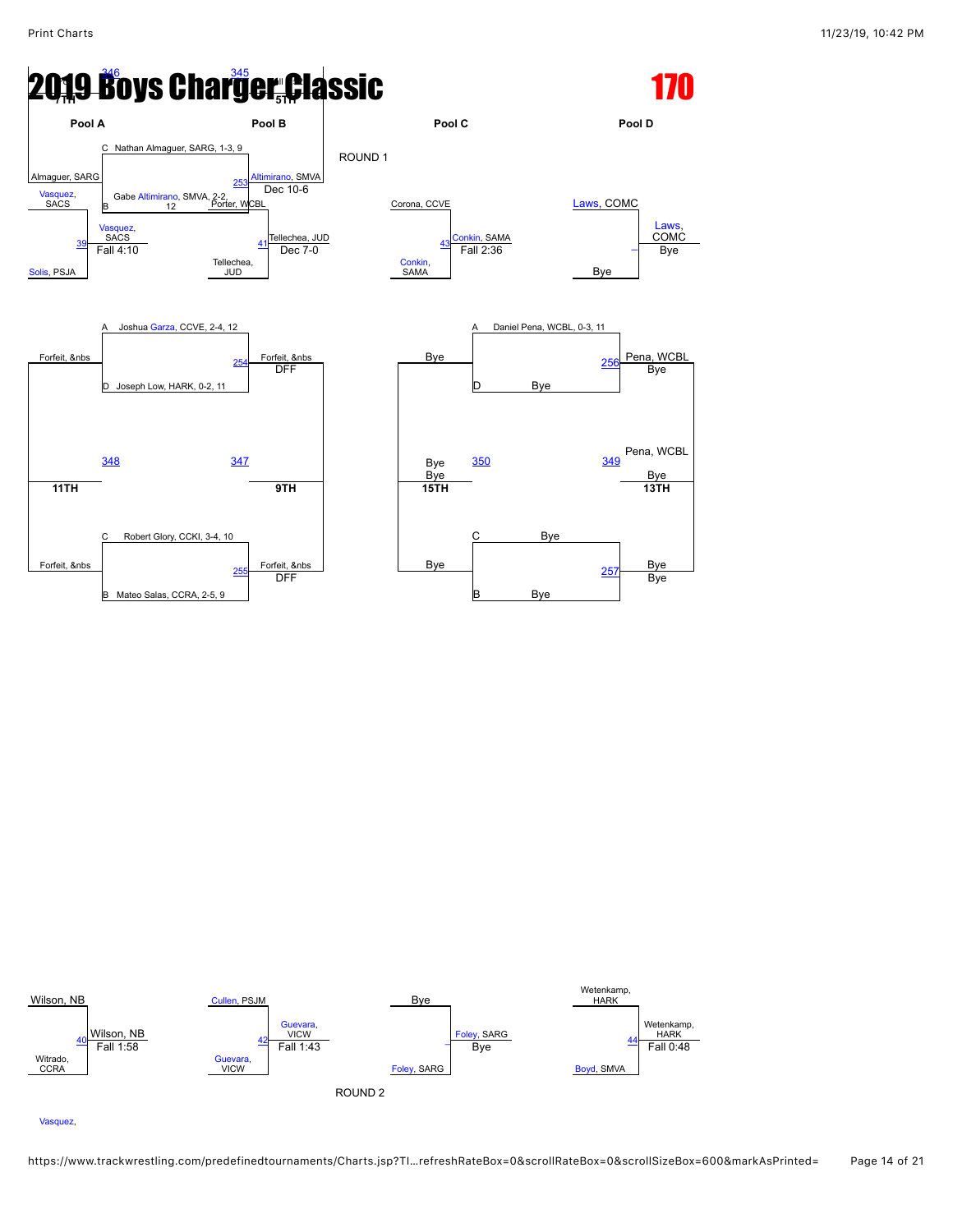# 2019 Boys Charger Classic

# 170

**Pool A** | **Pool B** | **Pool C** | **Pool D**

ROUND 1

C Nathan Almaguer, SARG, 1-3, 9

B Gabe Altimirano, SMVA, 2-2, 12

Almaguer, SARG — 253 — Altimirano, SMVA — Dec 10-6

Vasquez, SACS

Porter, WCBL

39 — Vasquez, SACS — Fall 4:10

Solis, PSJA

41 — Tellechea, JUD — Dec 7-0

Tellechea, JUD

Corona, CCVE

43 — Conkin, SAMA — Fall 2:36

Conkin, SAMA

Laws, COMC

— Laws, COMC — Bye

Bye

346 — 7TH

345 — 5TH

A Joshua Garza, CCVE, 2-4, 12

D Joseph Low, HARK, 0-2, 11

Forfeit, &nbs — 254 — Forfeit, &nbs — DFF

348 — 11TH

347 — 9TH

C Robert Glory, CCKI, 3-4, 10

B Mateo Salas, CCRA, 2-5, 9

Forfeit, &nbs — 255 — Forfeit, &nbs — DFF

A Daniel Pena, WCBL, 0-3, 11

D Bye

Bye — 256 — Pena, WCBL — Bye

Bye, Bye — 350 — 15TH

Pena, WCBL — 349 — Bye — 13TH

C Bye

B Bye

Bye — 257 — Bye — Bye

Wilson, NB

40 — Wilson, NB — Fall 1:58

Witrado, CCRA

Cullen, PSJM

42 — Guevara, VICW — Fall 1:43

Guevara, VICW

Bye

— Foley, SARG — Bye

Foley, SARG

Wetenkamp, HARK

44 — Wetenkamp, HARK — Fall 0:48

Boyd, SMVA

ROUND 2

Vasquez,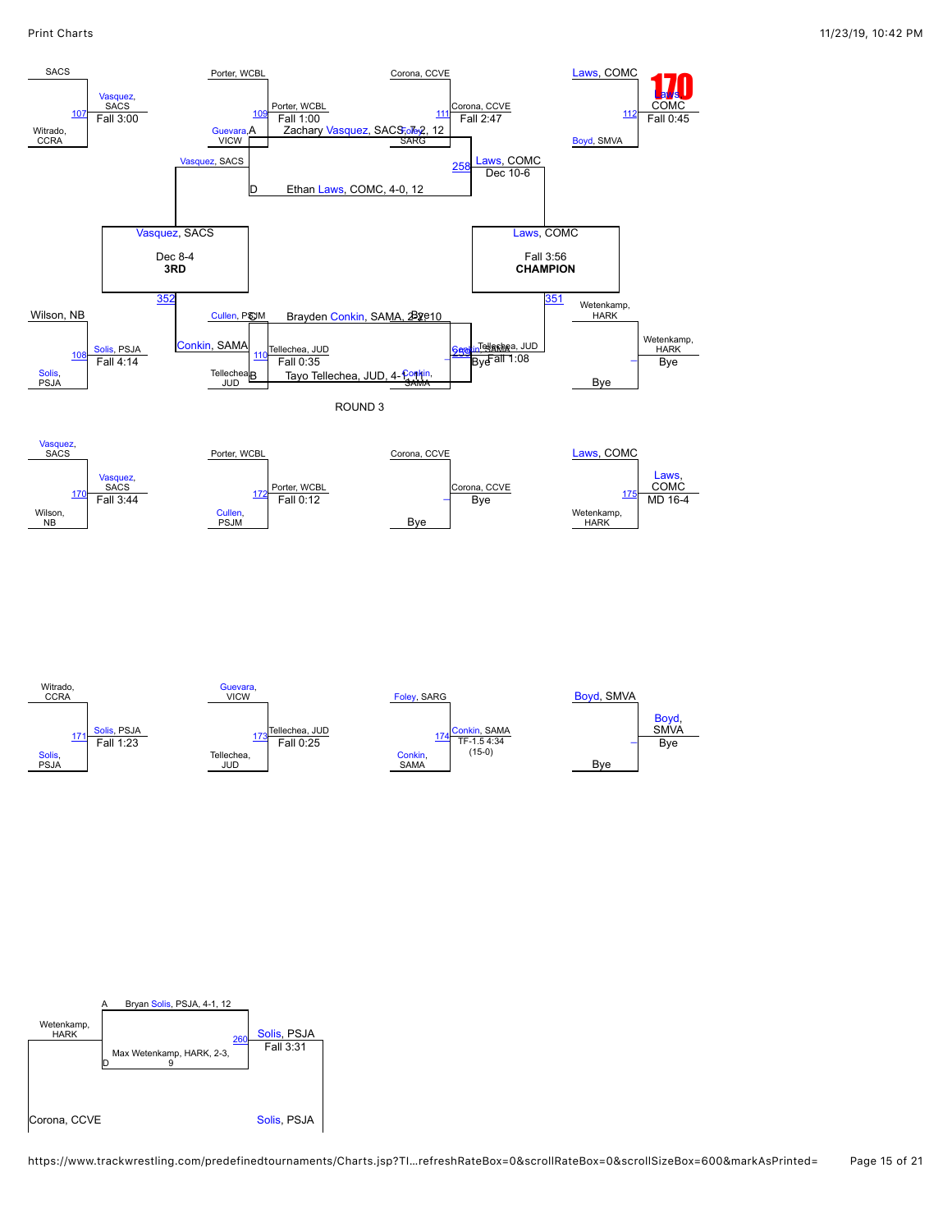# 170

## Championship Bracket

| Match | Wrestler 1 | Wrestler 2 | Winner | Result |
|---|---|---|---|---|
| 107 | SACS | Witrado, CCRA | Vasquez, SACS | Fall 3:00 |
| 109 | Porter, WCBL | Guevara, VICW | Porter, WCBL | Fall 1:00 |
| 111 | Corona, CCVE | Foley, SARG | Corona, CCVE | Fall 2:47 |
| 112 | Laws, COMC | Boyd, SMVA | Laws, COMC | Fall 0:45 |
| 108 | Wilson, NB | Solis, PSJA | Solis, PSJA | Fall 4:14 |
| 110 | Cullen, PSJM | Tellechea, JUD | Tellechea, JUD | Fall 0:35 |
| – | Conkin, SAMA | Bye | Conkin, SAMA | Bye |
| – | Wetenkamp, HARK | Bye | Wetenkamp, HARK | Bye |
| 258 | Vasquez, SACS | Corona, CCVE | Laws, COMC | Dec 10-6 |
| 259 | Conkin, SAMA | Tellechea, JUD | Tellechea, JUD | Fall 1:08 |
| 351 | Laws, COMC | Wetenkamp, HARK | Laws, COMC | Fall 3:56 — **CHAMPION** |
| 352 | Vasquez, SACS | Conkin, SAMA | Vasquez, SACS | Dec 8-4 — **3RD** |

Seeds:
- A: Zachary Vasquez, SACS, 7-2, 12
- D: Ethan Laws, COMC, 4-0, 12
- C: Brayden Conkin, SAMA, 2-2, 10
- B: Tayo Tellechea, JUD, 4-1, 11

## ROUND 3

| Match | Wrestler 1 | Wrestler 2 | Winner | Result |
|---|---|---|---|---|
| 170 | Vasquez, SACS | Wilson, NB | Vasquez, SACS | Fall 3:44 |
| 172 | Porter, WCBL | Cullen, PSJM | Porter, WCBL | Fall 0:12 |
| – | Corona, CCVE | Bye | Corona, CCVE | Bye |
| 175 | Laws, COMC | Wetenkamp, HARK | Laws, COMC | MD 16-4 |
| 171 | Witrado, CCRA | Solis, PSJA | Solis, PSJA | Fall 1:23 |
| 173 | Guevara, VICW | Tellechea, JUD | Tellechea, JUD | Fall 0:25 |
| 174 | Foley, SARG | Conkin, SAMA | Conkin, SAMA | TF-1.5 4:34 (15-0) |
| – | Boyd, SMVA | Bye | Boyd, SMVA | Bye |

## Placement Match

| Match | Wrestler 1 | Wrestler 2 | Winner | Result |
|---|---|---|---|---|
| 260 | Wetenkamp, HARK | Corona, CCVE | Solis, PSJA | Fall 3:31 |

- A: Bryan Solis, PSJA, 4-1, 12
- D: Max Wetenkamp, HARK, 2-3, 9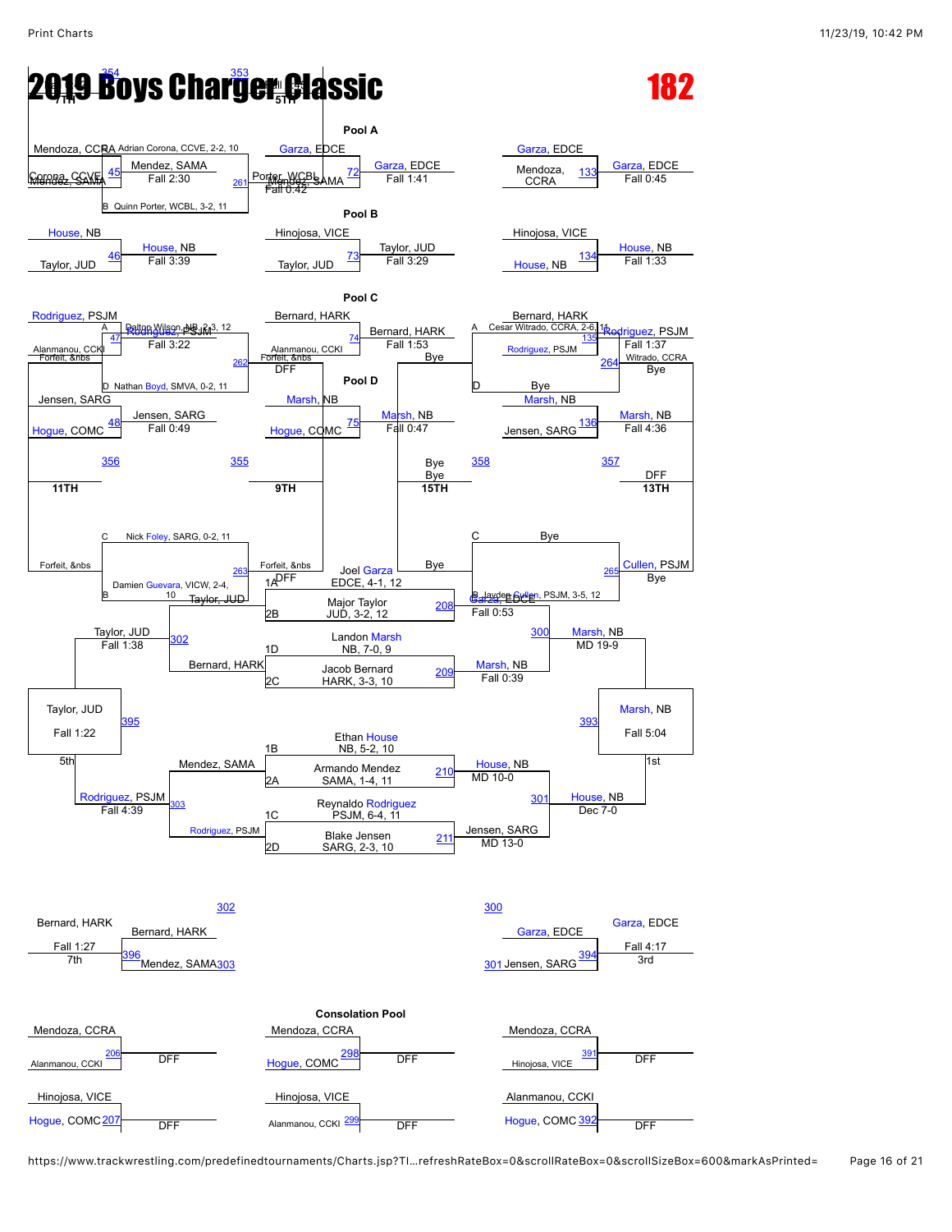# 2019 Boys Charger Classic

**182**

## Pool A

| Seed | Wrestler |
| --- | --- |
| A | Adrian Corona, CCVE, 2-2, 10 |
| B | Quinn Porter, WCBL, 3-2, 11 |

| Match | Wrestler 1 | Wrestler 2 | Winner | Result |
| --- | --- | --- | --- | --- |
| 45 | Mendoza, CCRA | Corona, CCVE | Mendez, SAMA | Fall 2:30 |
| 72 | Garza, EDCE | Porter, WCBL | Garza, EDCE | Fall 1:41 |
| 133 | Garza, EDCE | Mendoza, CCRA | Garza, EDCE | Fall 0:45 |
| 261 | Mendez, SAMA | Porter, WCBL | Mendez, SAMA | Fall 0:42 |

## Pool B

| Match | Wrestler 1 | Wrestler 2 | Winner | Result |
| --- | --- | --- | --- | --- |
| 46 | House, NB | Taylor, JUD | House, NB | Fall 3:39 |
| 73 | Hinojosa, VICE | Taylor, JUD | Taylor, JUD | Fall 3:29 |
| 134 | Hinojosa, VICE | House, NB | House, NB | Fall 1:33 |

## Pool C

| Seed | Wrestler |
| --- | --- |
| A | Dalton Wilson, NB, 2-3, 12 |
| D | Nathan Boyd, SMVA, 0-2, 11 |
| A | Cesar Witrado, CCRA, 2-6, 11 |

| Match | Wrestler 1 | Wrestler 2 | Winner | Result |
| --- | --- | --- | --- | --- |
| 47 | Rodriguez, PSJM | Alanmanou, CCKI | Rodriguez, PSJM | Fall 3:22 |
| 74 | Bernard, HARK | Alanmanou, CCKI | Bernard, HARK | Fall 1:53 |
| 135 | Bernard, HARK | Rodriguez, PSJM | Rodriguez, PSJM | Fall 1:37 |
| 262 | Forfeit, &nbs | | | DFF |
| 264 | | | Witrado, CCRA | Bye |

## Pool D

| Match | Wrestler 1 | Wrestler 2 | Winner | Result |
| --- | --- | --- | --- | --- |
| 48 | Jensen, SARG | Hogue, COMC | Jensen, SARG | Fall 0:49 |
| 75 | Marsh, NB | Hogue, COMC | Marsh, NB | Fall 0:47 |
| 136 | Marsh, NB | Jensen, SARG | Marsh, NB | Fall 4:36 |

| Seed | Wrestler |
| --- | --- |
| C | Nick Foley, SARG, 0-2, 11 |
| B | Damien Guevara, VICW, 2-4, 10 |
| B | Jayden Cullen, PSJM, 3-5, 12 |

| Match | Result |
| --- | --- |
| 354 | 7TH |
| 353 | 5TH |
| 356 | 11TH |
| 355 | 9TH |
| 358 | 15TH (Bye) |
| 357 | 13TH (DFF) |
| 263 | Forfeit, &nbs — DFF |
| 265 | Cullen, PSJM — Bye |

## Championship Bracket

| Seed | Wrestler |
| --- | --- |
| 1A | Joel Garza, EDCE, 4-1, 12 |
| 2B | Major Taylor, JUD, 3-2, 12 |
| 1D | Landon Marsh, NB, 7-0, 9 |
| 2C | Jacob Bernard, HARK, 3-3, 10 |
| 1B | Ethan House, NB, 5-2, 10 |
| 2A | Armando Mendez, SAMA, 1-4, 11 |
| 1C | Reynaldo Rodriguez, PSJM, 6-4, 11 |
| 2D | Blake Jensen, SARG, 2-3, 10 |

| Match | Winner | Result |
| --- | --- | --- |
| 208 | Garza, EDCE | Fall 0:53 |
| 209 | Marsh, NB | Fall 0:39 |
| 210 | House, NB | MD 10-0 |
| 211 | Jensen, SARG | MD 13-0 |
| 300 | Marsh, NB | MD 19-9 |
| 301 | House, NB | Dec 7-0 |
| 393 | Marsh, NB (1st) | Fall 5:04 |
| 302 | Taylor, JUD (over Bernard, HARK) | Fall 1:38 |
| 303 | Rodriguez, PSJM (over Mendez, SAMA) | Fall 4:39 |
| 395 | Taylor, JUD (5th) | Fall 1:22 |
| 396 | Bernard, HARK (7th, over Mendez, SAMA) | Fall 1:27 |
| 394 | Garza, EDCE (3rd, over Jensen, SARG) | Fall 4:17 |

## Consolation Pool

| Match | Wrestler 1 | Wrestler 2 | Result |
| --- | --- | --- | --- |
| 206 | Mendoza, CCRA | Alanmanou, CCKI | DFF |
| 207 | Hinojosa, VICE | Hogue, COMC | DFF |
| 298 | Mendoza, CCRA | Hogue, COMC | DFF |
| 299 | Hinojosa, VICE | Alanmanou, CCKI | DFF |
| 391 | Mendoza, CCRA | Hinojosa, VICE | DFF |
| 392 | Alanmanou, CCKI | Hogue, COMC | DFF |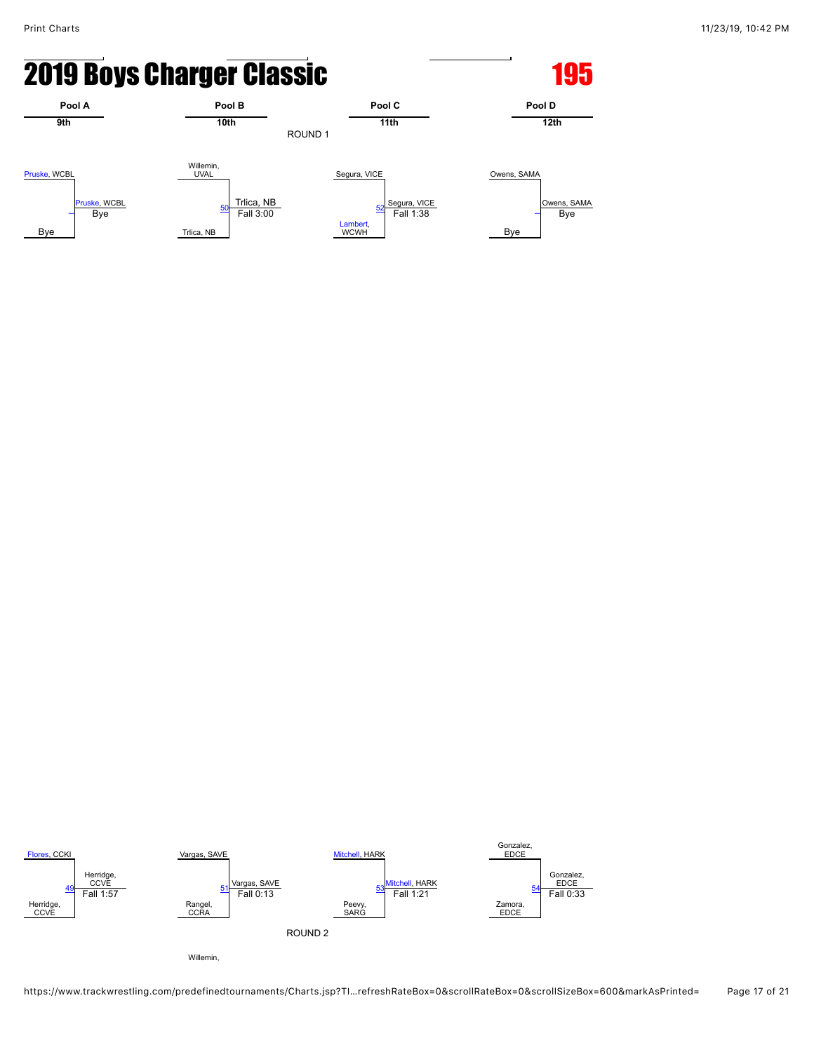# 2019 Boys Charger Classic

## 195

| Pool A | Pool B | Pool C | Pool D |
| --- | --- | --- | --- |
| 9th | 10th | 11th | 12th |

ROUND 1

| Match | Wrestler 1 | Wrestler 2 | Winner | Result |
| --- | --- | --- | --- | --- |
| – | Pruske, WCBL | Bye | Pruske, WCBL | Bye |
| 50 | Willemin, UVAL | Trlica, NB | Trlica, NB | Fall 3:00 |
| 52 | Segura, VICE | Lambert, WCWH | Segura, VICE | Fall 1:38 |
| – | Owens, SAMA | Bye | Owens, SAMA | Bye |

| Match | Wrestler 1 | Wrestler 2 | Winner | Result |
| --- | --- | --- | --- | --- |
| 49 | Flores, CCKI | Herridge, CCVE | Herridge, CCVE | Fall 1:57 |
| 51 | Vargas, SAVE | Rangel, CCRA | Vargas, SAVE | Fall 0:13 |
| 53 | Mitchell, HARK | Peevy, SARG | Mitchell, HARK | Fall 1:21 |
| 54 | Gonzalez, EDCE | Zamora, EDCE | Gonzalez, EDCE | Fall 0:33 |

ROUND 2

Willemin,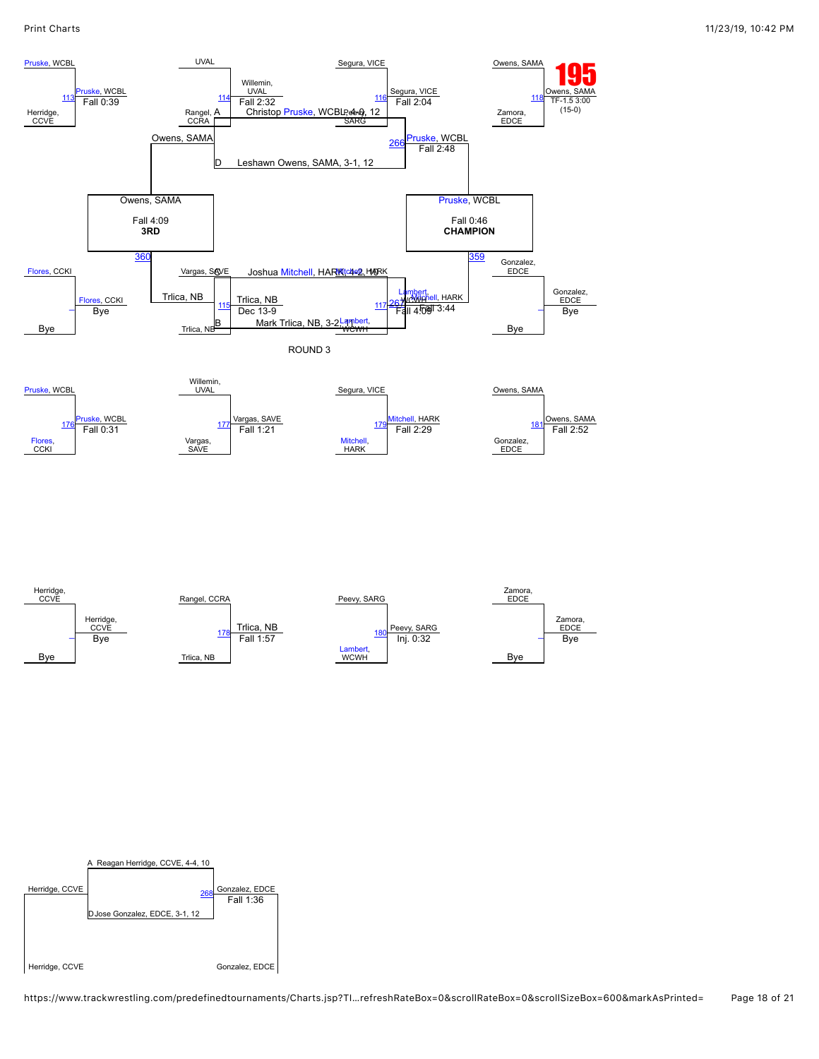# 195

## Championship Bracket

- Match 113: Pruske, WCBL vs Herridge, CCVE — Winner: Pruske, WCBL, Fall 0:39
- Match 114: UVAL (Willemin) vs Rangel, CCRA — Winner: Willemin, UVAL, Fall 2:32
- Match 116: Segura, VICE vs Peevy, SARG — Winner: Segura, VICE, Fall 2:04
- Match 118: Owens, SAMA vs Zamora, EDCE — Winner: Owens, SAMA, TF-1.5 3:00 (15-0)
- Match 266: Pruske, WCBL — Fall 2:48
- Match 360: Owens, SAMA — Fall 4:09 — **3RD**
- Match 359: Pruske, WCBL — Fall 0:46 — **CHAMPION**
- Flores, CCKI vs Bye — Winner: Flores, CCKI, Bye
- Match 115: Vargas, SAVE vs Trlica, NB — Winner: Trlica, NB, Dec 13-9
- Match 117: Mitchell, HARK vs Lambert, WCWH — Winner: Mitchell, HARK, Fall 3:44
- Match 267: Mitchell, HARK / Lambert, WCWH — Fall 4:09
- Gonzalez, EDCE vs Bye — Winner: Gonzalez, EDCE, Bye

Placings:
- A: Christop Pruske, WCBL, 4-0, 12
- D: Leshawn Owens, SAMA, 3-1, 12
- C: Joshua Mitchell, HARK, 4-2, 10
- B: Mark Trlica, NB, 3-2, 11

Owens, SAMA; Trlica, NB

## ROUND 3

- Match 176: Pruske, WCBL vs Flores, CCKI — Winner: Pruske, WCBL, Fall 0:31
- Match 177: Willemin, UVAL vs Vargas, SAVE — Winner: Vargas, SAVE, Fall 1:21
- Match 179: Segura, VICE vs Mitchell, HARK — Winner: Mitchell, HARK, Fall 2:29
- Match 181: Owens, SAMA vs Gonzalez, EDCE — Winner: Owens, SAMA, Fall 2:52

- Herridge, CCVE vs Bye — Winner: Herridge, CCVE, Bye
- Match 178: Rangel, CCRA vs Trlica, NB — Winner: Trlica, NB, Fall 1:57
- Match 180: Peevy, SARG vs Lambert, WCWH — Winner: Peevy, SARG, Inj. 0:32
- Zamora, EDCE vs Bye — Winner: Zamora, EDCE, Bye

## Match 268

- Herridge, CCVE vs Gonzalez, EDCE — Winner: Gonzalez, EDCE, Fall 1:36
- A: Reagan Herridge, CCVE, 4-4, 10
- D: Jose Gonzalez, EDCE, 3-1, 12

Herridge, CCVE; Gonzalez, EDCE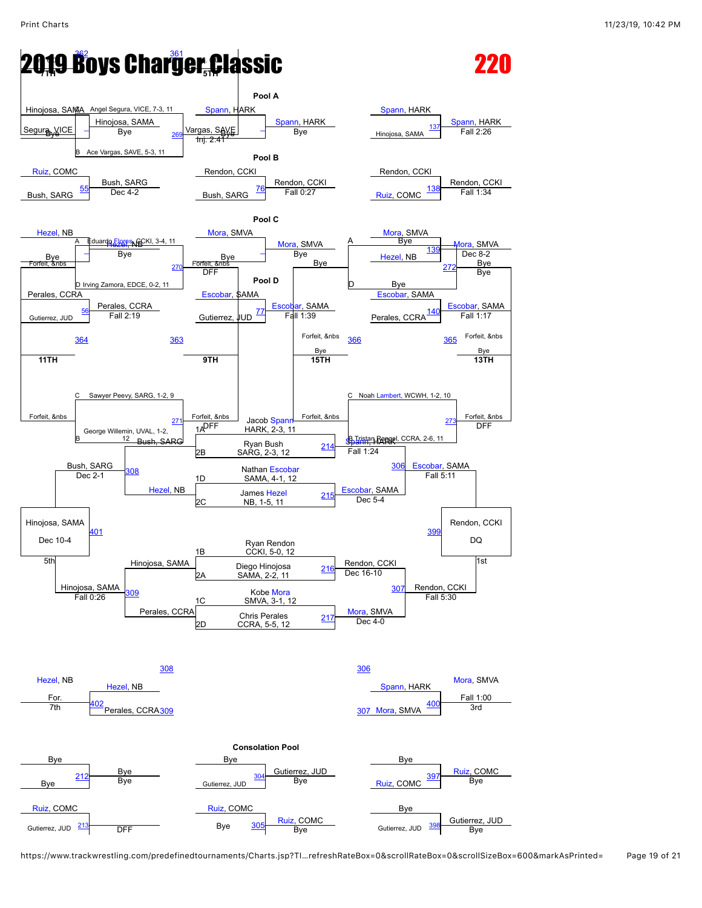# 2019 Boys Charger Classic

# 220

## Pool A

Seeds/entries:
- A: Angel Segura, VICE, 7-3, 11
- B: Ace Vargas, SAVE, 5-3, 11

| Round 1 | Round 2 | Round 3 |
| --- | --- | --- |
| Hinojosa, SAMA vs Segura, VICE — Bye; Hinojosa, SAMA Bye (–) | Spann, HARK vs Vargas, SAVE — Bye; Spann, HARK Bye (–) | Spann, HARK vs Hinojosa, SAMA (137) — Spann, HARK Fall 2:26 |

269: Vargas, SAVE — Bye; Inj. 2:41

## Pool B

| Round 1 | Round 2 | Round 3 |
| --- | --- | --- |
| Ruiz, COMC vs Bush, SARG (55) — Bush, SARG Dec 4-2 | Rendon, CCKI vs Bush, SARG (76) — Rendon, CCKI Fall 0:27 | Rendon, CCKI vs Ruiz, COMC (138) — Rendon, CCKI Fall 1:34 |

## Pool C

Seeds/entries:
- A: Eduardo Flores, CCKI, 3-4, 11
- D: Irving Zamora, EDCE, 0-2, 11

| Round 1 | Round 2 | Round 3 |
| --- | --- | --- |
| Hezel, NB vs Bye — Hezel, NB Bye (–) | Mora, SMVA vs Bye — Mora, SMVA Bye (–) | Mora, SMVA vs Hezel, NB (139) — Mora, SMVA Dec 8-2 |

270: Forfeit, &nbs — Bye; DFF

272: Bye — Bye; Bye

## Pool D

| Round 1 | Round 2 | Round 3 |
| --- | --- | --- |
| Perales, CCRA vs Gutierrez, JUD (56) — Perales, CCRA Fall 2:19 | Escobar, SAMA vs Gutierrez, JUD (77) — Escobar, SAMA Fall 1:39 | Escobar, SAMA vs Perales, CCRA (140) — Escobar, SAMA Fall 1:17 |

## Placement matches

- 362 — 7TH
- 361 — 5TH
- 364 — 11TH
- 363 — 9TH
- 366 — 15TH: Forfeit, &nbs vs Bye
- 365 — 13TH: Forfeit, &nbs vs Bye

Seeds/entries:
- C: Sawyer Peevy, SARG, 1-2, 9
- B: George Willemin, UVAL, 1-2, 12
- C: Noah Lambert, WCWH, 1-2, 10
- B: Tristan Rangel, CCRA, 2-6, 11

271: Forfeit, &nbs vs Forfeit, &nbs — DFF

273: Forfeit, &nbs vs Forfeit, &nbs — DFF

## Championship Bracket

| Quarterfinal | Result |
| --- | --- |
| 1A Jacob Spann, HARK, 2-3, 11 vs 2B Ryan Bush, SARG, 2-3, 12 (214) | Spann, HARK Fall 1:24 |
| 1D Nathan Escobar, SAMA, 4-1, 12 vs 2C James Hezel, NB, 1-5, 11 (215) | Escobar, SAMA Dec 5-4 |
| 1B Ryan Rendon, CCKI, 5-0, 12 vs 2A Diego Hinojosa, SAMA, 2-2, 11 (216) | Rendon, CCKI Dec 16-10 |
| 1C Kobe Mora, SMVA, 3-1, 12 vs 2D Chris Perales, CCRA, 5-5, 12 (217) | Mora, SMVA Dec 4-0 |

| Semifinal | Result |
| --- | --- |
| 306: Spann, HARK vs Escobar, SAMA | Escobar, SAMA Fall 5:11 |
| 307: Rendon, CCKI vs Mora, SMVA | Rendon, CCKI Fall 5:30 |

| Final | Result |
| --- | --- |
| 399: Escobar, SAMA vs Rendon, CCKI | Rendon, CCKI DQ — 1st |

## Consolation Bracket

| Match | Result |
| --- | --- |
| 308: Bush, SARG vs Hezel, NB | Bush, SARG Dec 2-1 |
| 309: Hinojosa, SAMA vs Perales, CCRA | Hinojosa, SAMA Fall 0:26 |
| 401: Bush, SARG vs Hinojosa, SAMA | Hinojosa, SAMA Dec 10-4 — 5th |
| 402 (7th): Hezel, NB (loser 308) vs Perales, CCRA (loser 309) | Hezel, NB For. — 7th |
| 400 (3rd): Spann, HARK (loser 306) vs Mora, SMVA (loser 307) | Mora, SMVA Fall 1:00 — 3rd |

## Consolation Pool

| Round 1 | Round 2 | Round 3 |
| --- | --- | --- |
| Bye vs Bye (212) — Bye, Bye | Bye vs Gutierrez, JUD (304) — Gutierrez, JUD Bye | Bye vs Ruiz, COMC (397) — Ruiz, COMC Bye |
| Ruiz, COMC vs Gutierrez, JUD (213) — DFF | Ruiz, COMC vs Bye (305) — Ruiz, COMC Bye | Bye vs Gutierrez, JUD (398) — Gutierrez, JUD Bye |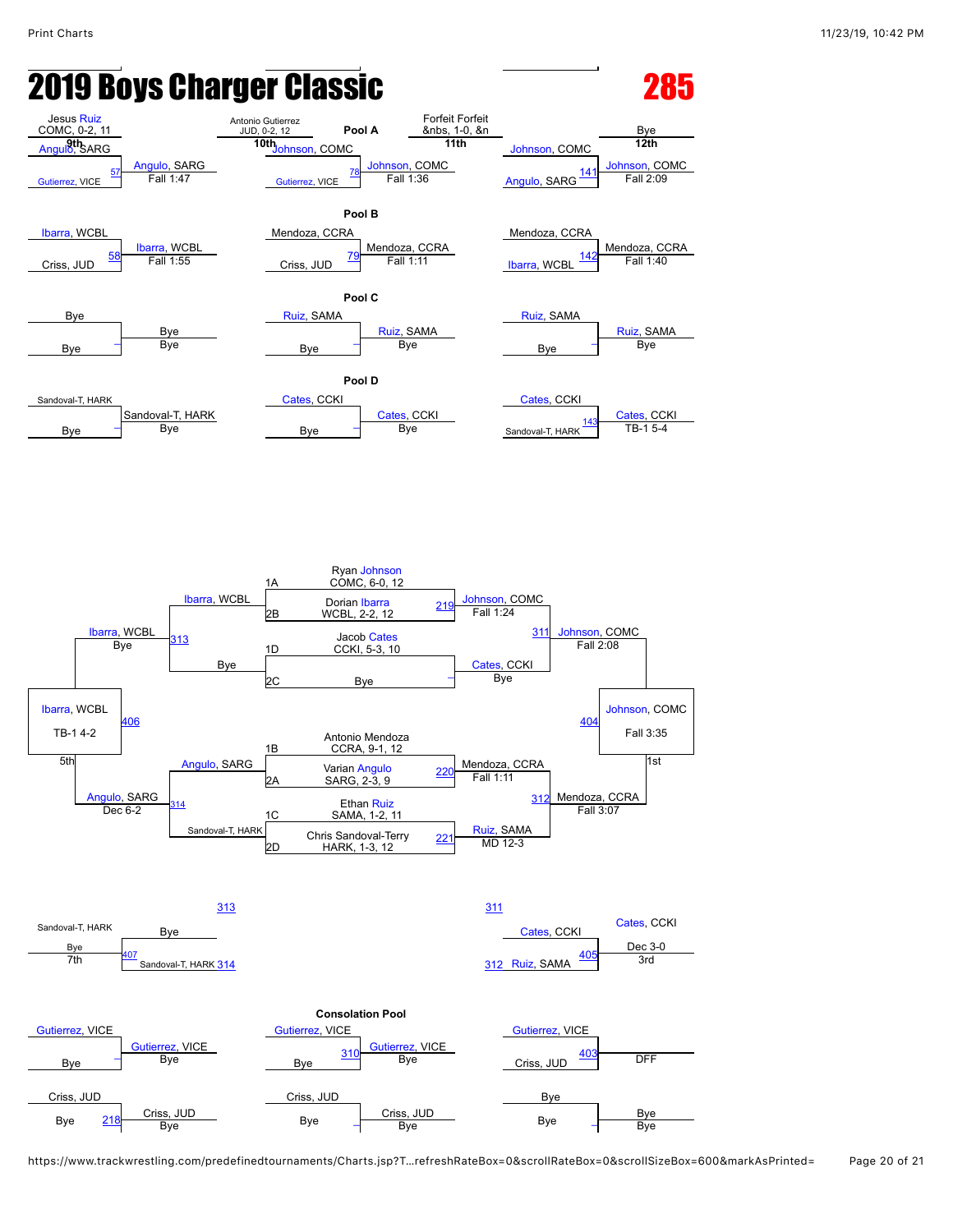# 2019 Boys Charger Classic

## 285

Jesus Ruiz
COMC, 0-2, 11
9th

Antonio Gutierrez
JUD, 0-2, 12
10th

Forfeit Forfeit
&nbs, 1-0, &n
11th

Bye
12th

### Pool A

| Match | Wrestler 1 | Wrestler 2 | Winner | Result |
|---|---|---|---|---|
| 57 | Angulo, SARG | Gutierrez, VICE | Angulo, SARG | Fall 1:47 |
| 78 | Johnson, COMC | Gutierrez, VICE | Johnson, COMC | Fall 1:36 |
| 141 | Johnson, COMC | Angulo, SARG | Johnson, COMC | Fall 2:09 |

### Pool B

| Match | Wrestler 1 | Wrestler 2 | Winner | Result |
|---|---|---|---|---|
| 58 | Ibarra, WCBL | Criss, JUD | Ibarra, WCBL | Fall 1:55 |
| 79 | Mendoza, CCRA | Criss, JUD | Mendoza, CCRA | Fall 1:11 |
| 142 | Mendoza, CCRA | Ibarra, WCBL | Mendoza, CCRA | Fall 1:40 |

### Pool C

| Match | Wrestler 1 | Wrestler 2 | Winner | Result |
|---|---|---|---|---|
| – | Bye | Bye | Bye | Bye |
| – | Ruiz, SAMA | Bye | Ruiz, SAMA | Bye |
| – | Ruiz, SAMA | Bye | Ruiz, SAMA | Bye |

### Pool D

| Match | Wrestler 1 | Wrestler 2 | Winner | Result |
|---|---|---|---|---|
| – | Sandoval-T, HARK | Bye | Sandoval-T, HARK | Bye |
| – | Cates, CCKI | Bye | Cates, CCKI | Bye |
| 143 | Cates, CCKI | Sandoval-T, HARK | Cates, CCKI | TB-1 5-4 |

### Championship Bracket

Seeds:
- 1A Ryan Johnson, COMC, 6-0, 12
- 2B Dorian Ibarra, WCBL, 2-2, 12
- 1D Jacob Cates, CCKI, 5-3, 10
- 2C Bye
- 1B Antonio Mendoza, CCRA, 9-1, 12
- 2A Varian Angulo, SARG, 2-3, 9
- 1C Ethan Ruiz, SAMA, 1-2, 11
- 2D Chris Sandoval-Terry, HARK, 1-3, 12

| Match | Winner | Result |
|---|---|---|
| 219 | Johnson, COMC | Fall 1:24 |
| – | Cates, CCKI | Bye |
| 220 | Mendoza, CCRA | Fall 1:11 |
| 221 | Ruiz, SAMA | MD 12-3 |
| 311 | Johnson, COMC | Fall 2:08 |
| 312 | Mendoza, CCRA | Fall 3:07 |
| 404 | Johnson, COMC (1st) | Fall 3:35 |

### Consolation

| Match | Wrestler 1 | Wrestler 2 | Winner | Result |
|---|---|---|---|---|
| 313 | Ibarra, WCBL | Bye | Ibarra, WCBL | Bye |
| 314 | Angulo, SARG | Sandoval-T, HARK | Angulo, SARG | Dec 6-2 |
| 406 | Ibarra, WCBL | Angulo, SARG | Ibarra, WCBL (5th) | TB-1 4-2 |
| 407 | Bye | Sandoval-T, HARK | Sandoval-T, HARK (7th) | Bye |
| 405 | Cates, CCKI | Ruiz, SAMA | Cates, CCKI (3rd) | Dec 3-0 |

### Consolation Pool

| Match | Wrestler 1 | Wrestler 2 | Winner | Result |
|---|---|---|---|---|
| – | Gutierrez, VICE | Bye | Gutierrez, VICE | Bye |
| 310 | Gutierrez, VICE | Bye | Gutierrez, VICE | Bye |
| 403 | Gutierrez, VICE | Criss, JUD | | DFF |
| 218 | Criss, JUD | Bye | Criss, JUD | Bye |
| – | Criss, JUD | Bye | Criss, JUD | Bye |
| – | Bye | Bye | Bye | Bye |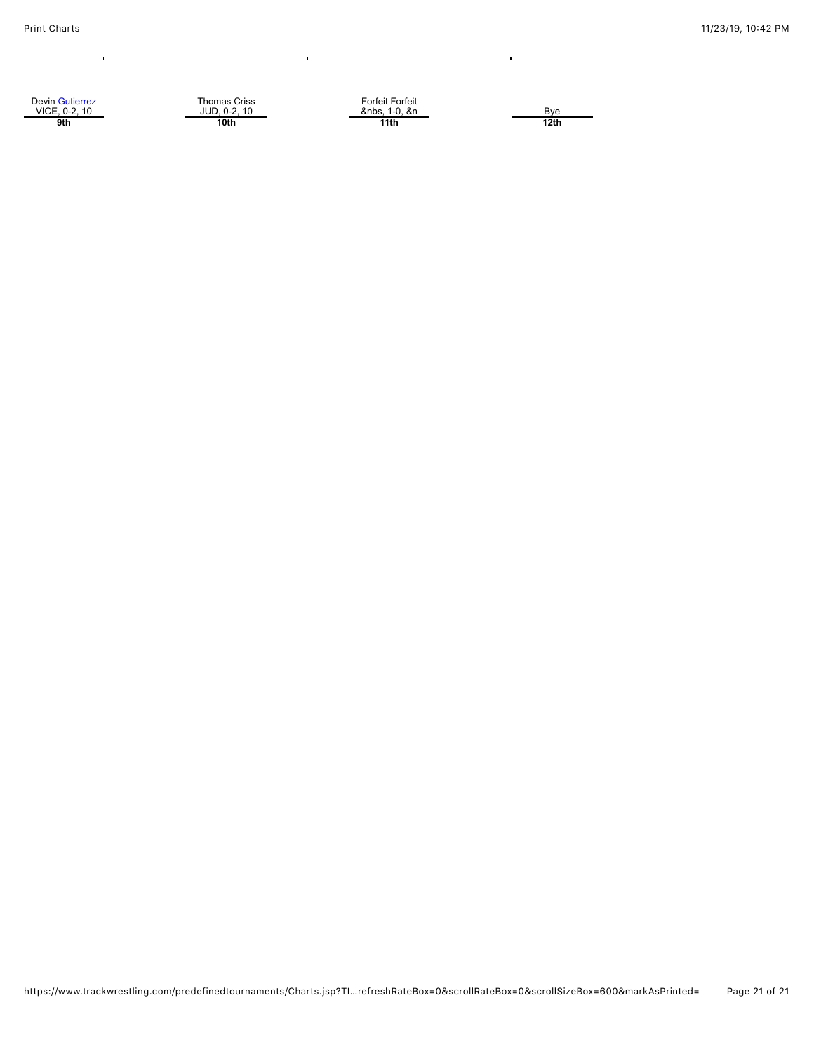Devin Gutierrez
VICE, 0-2, 10
**9th**

Thomas Criss
JUD, 0-2, 10
**10th**

Forfeit Forfeit
&nbs, 1-0, &n
**11th**

Bye
**12th**